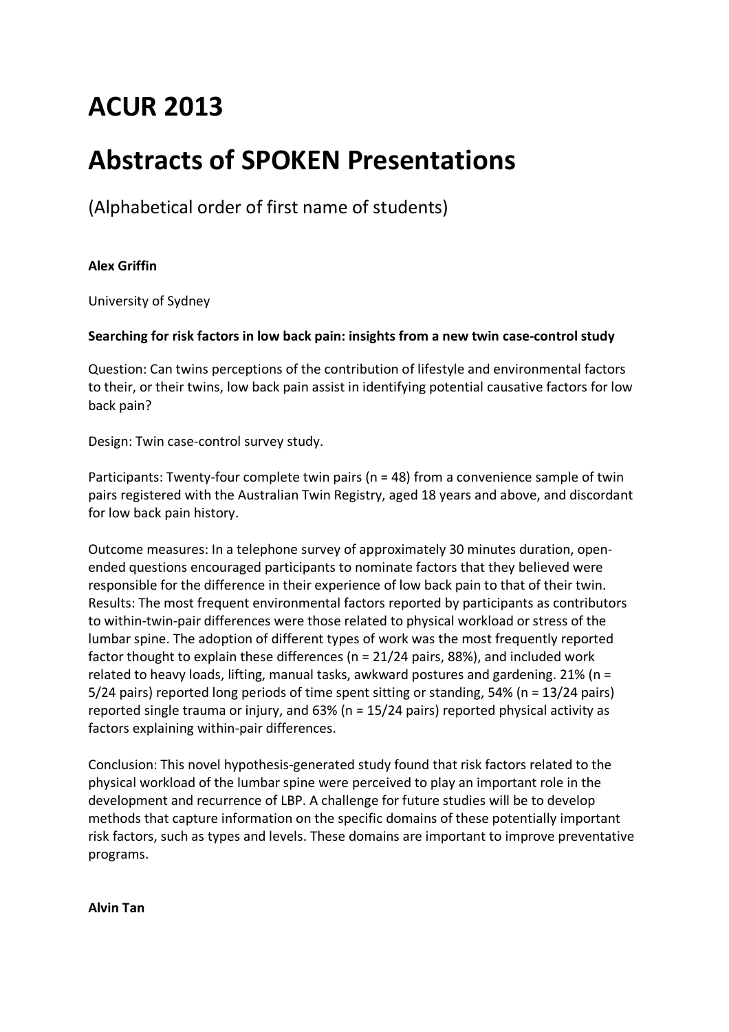# ACUR 2013

# Abstracts of SPOKEN Presentations

(Alphabetical order of first name of students)

**Alex Griffin**

University of Sydney

**Searching for risk factors in low back pain: insights from a new twin case-control study**

Question: Can twins perceptions of the contribution of lifestyle and environmental factors to their, or their twins, low back pain assist in identifying potential causative factors for low back pain?

Design: Twin case-control survey study.

Participants: Twenty-four complete twin pairs (n = 48) from a convenience sample of twin pairs registered with the Australian Twin Registry, aged 18 years and above, and discordant for low back pain history.

Outcome measures: In a telephone survey of approximately 30 minutes duration, open-ended questions encouraged participants to nominate factors that they believed were responsible for the difference in their experience of low back pain to that of their twin.
Results: The most frequent environmental factors reported by participants as contributors to within-twin-pair differences were those related to physical workload or stress of the lumbar spine. The adoption of different types of work was the most frequently reported factor thought to explain these differences (n = 21/24 pairs, 88%), and included work related to heavy loads, lifting, manual tasks, awkward postures and gardening. 21% (n = 5/24 pairs) reported long periods of time spent sitting or standing, 54% (n = 13/24 pairs) reported single trauma or injury, and 63% (n = 15/24 pairs) reported physical activity as factors explaining within-pair differences.

Conclusion: This novel hypothesis-generated study found that risk factors related to the physical workload of the lumbar spine were perceived to play an important role in the development and recurrence of LBP. A challenge for future studies will be to develop methods that capture information on the specific domains of these potentially important risk factors, such as types and levels. These domains are important to improve preventative programs.

**Alvin Tan**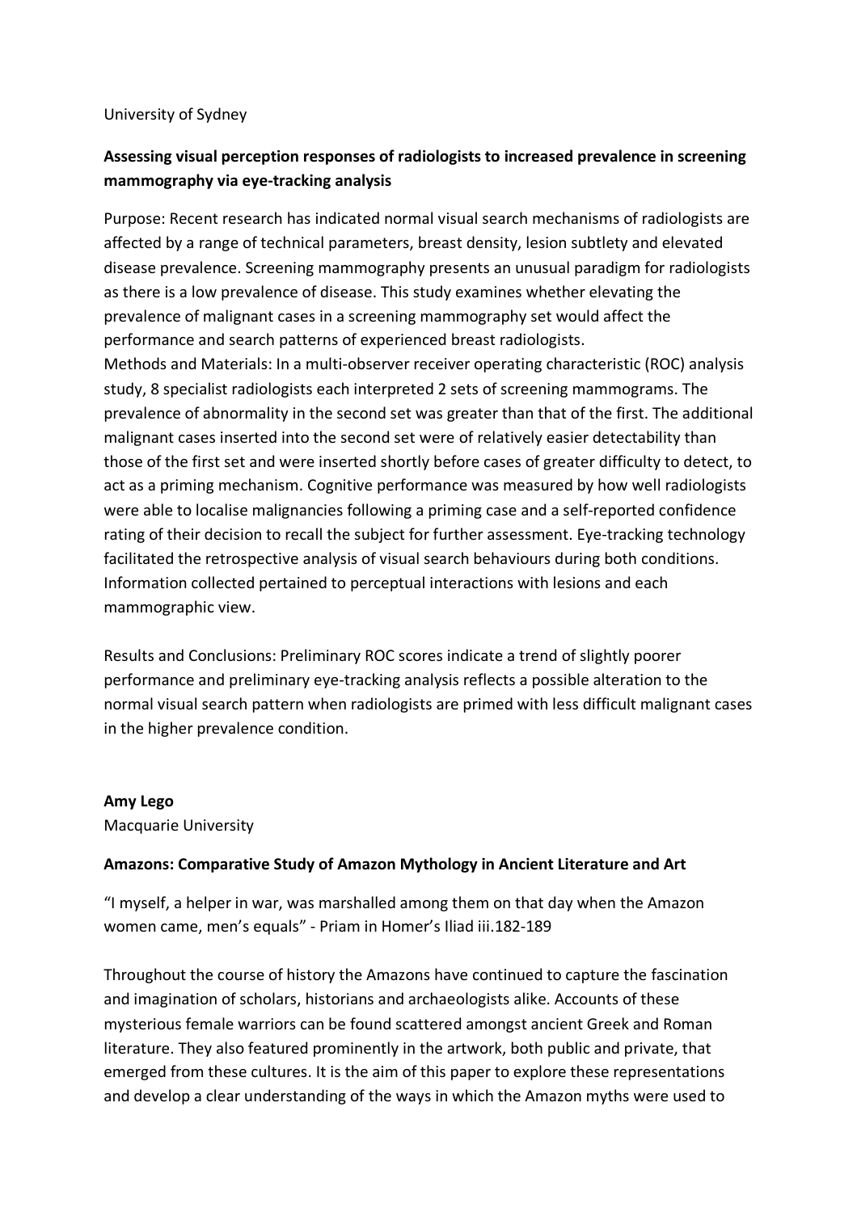University of Sydney

**Assessing visual perception responses of radiologists to increased prevalence in screening mammography via eye-tracking analysis**

Purpose: Recent research has indicated normal visual search mechanisms of radiologists are affected by a range of technical parameters, breast density, lesion subtlety and elevated disease prevalence. Screening mammography presents an unusual paradigm for radiologists as there is a low prevalence of disease. This study examines whether elevating the prevalence of malignant cases in a screening mammography set would affect the performance and search patterns of experienced breast radiologists.
Methods and Materials: In a multi-observer receiver operating characteristic (ROC) analysis study, 8 specialist radiologists each interpreted 2 sets of screening mammograms. The prevalence of abnormality in the second set was greater than that of the first. The additional malignant cases inserted into the second set were of relatively easier detectability than those of the first set and were inserted shortly before cases of greater difficulty to detect, to act as a priming mechanism. Cognitive performance was measured by how well radiologists were able to localise malignancies following a priming case and a self-reported confidence rating of their decision to recall the subject for further assessment. Eye-tracking technology facilitated the retrospective analysis of visual search behaviours during both conditions. Information collected pertained to perceptual interactions with lesions and each mammographic view.

Results and Conclusions: Preliminary ROC scores indicate a trend of slightly poorer performance and preliminary eye-tracking analysis reflects a possible alteration to the normal visual search pattern when radiologists are primed with less difficult malignant cases in the higher prevalence condition.

**Amy Lego**
Macquarie University

**Amazons: Comparative Study of Amazon Mythology in Ancient Literature and Art**

"I myself, a helper in war, was marshalled among them on that day when the Amazon women came, men's equals" - Priam in Homer's Iliad iii.182-189

Throughout the course of history the Amazons have continued to capture the fascination and imagination of scholars, historians and archaeologists alike. Accounts of these mysterious female warriors can be found scattered amongst ancient Greek and Roman literature. They also featured prominently in the artwork, both public and private, that emerged from these cultures. It is the aim of this paper to explore these representations and develop a clear understanding of the ways in which the Amazon myths were used to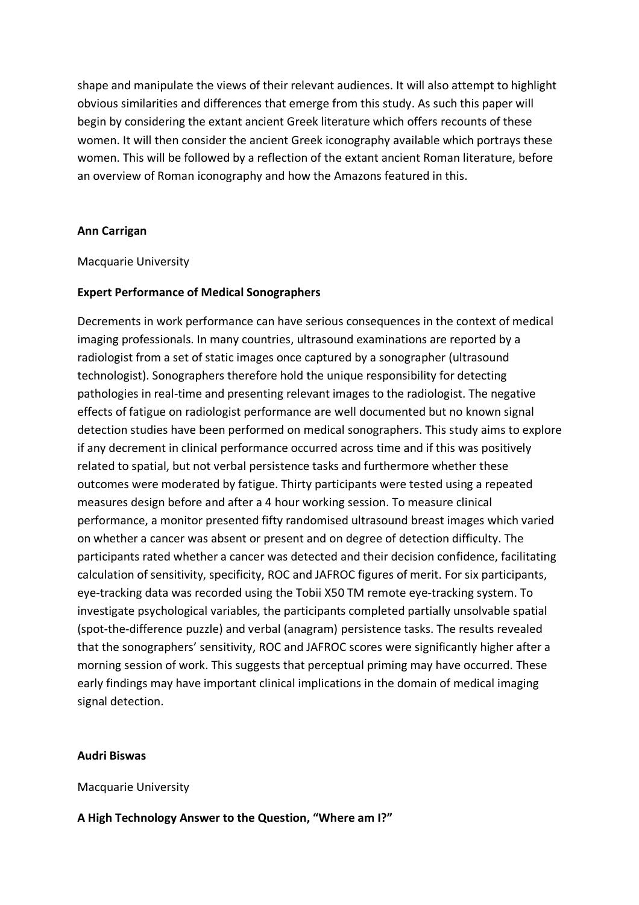shape and manipulate the views of their relevant audiences. It will also attempt to highlight obvious similarities and differences that emerge from this study. As such this paper will begin by considering the extant ancient Greek literature which offers recounts of these women. It will then consider the ancient Greek iconography available which portrays these women. This will be followed by a reflection of the extant ancient Roman literature, before an overview of Roman iconography and how the Amazons featured in this.

**Ann Carrigan**

Macquarie University

**Expert Performance of Medical Sonographers**

Decrements in work performance can have serious consequences in the context of medical imaging professionals. In many countries, ultrasound examinations are reported by a radiologist from a set of static images once captured by a sonographer (ultrasound technologist). Sonographers therefore hold the unique responsibility for detecting pathologies in real-time and presenting relevant images to the radiologist. The negative effects of fatigue on radiologist performance are well documented but no known signal detection studies have been performed on medical sonographers. This study aims to explore if any decrement in clinical performance occurred across time and if this was positively related to spatial, but not verbal persistence tasks and furthermore whether these outcomes were moderated by fatigue. Thirty participants were tested using a repeated measures design before and after a 4 hour working session. To measure clinical performance, a monitor presented fifty randomised ultrasound breast images which varied on whether a cancer was absent or present and on degree of detection difficulty. The participants rated whether a cancer was detected and their decision confidence, facilitating calculation of sensitivity, specificity, ROC and JAFROC figures of merit. For six participants, eye-tracking data was recorded using the Tobii X50 TM remote eye-tracking system. To investigate psychological variables, the participants completed partially unsolvable spatial (spot-the-difference puzzle) and verbal (anagram) persistence tasks. The results revealed that the sonographers' sensitivity, ROC and JAFROC scores were significantly higher after a morning session of work. This suggests that perceptual priming may have occurred. These early findings may have important clinical implications in the domain of medical imaging signal detection.

**Audri Biswas**

Macquarie University

**A High Technology Answer to the Question, "Where am I?"**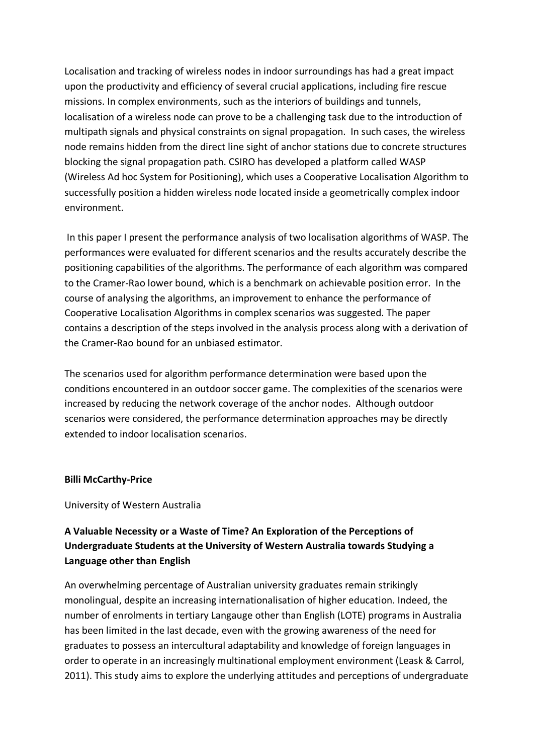Localisation and tracking of wireless nodes in indoor surroundings has had a great impact upon the productivity and efficiency of several crucial applications, including fire rescue missions. In complex environments, such as the interiors of buildings and tunnels, localisation of a wireless node can prove to be a challenging task due to the introduction of multipath signals and physical constraints on signal propagation. In such cases, the wireless node remains hidden from the direct line sight of anchor stations due to concrete structures blocking the signal propagation path. CSIRO has developed a platform called WASP (Wireless Ad hoc System for Positioning), which uses a Cooperative Localisation Algorithm to successfully position a hidden wireless node located inside a geometrically complex indoor environment.

In this paper I present the performance analysis of two localisation algorithms of WASP. The performances were evaluated for different scenarios and the results accurately describe the positioning capabilities of the algorithms. The performance of each algorithm was compared to the Cramer-Rao lower bound, which is a benchmark on achievable position error. In the course of analysing the algorithms, an improvement to enhance the performance of Cooperative Localisation Algorithms in complex scenarios was suggested. The paper contains a description of the steps involved in the analysis process along with a derivation of the Cramer-Rao bound for an unbiased estimator.

The scenarios used for algorithm performance determination were based upon the conditions encountered in an outdoor soccer game. The complexities of the scenarios were increased by reducing the network coverage of the anchor nodes. Although outdoor scenarios were considered, the performance determination approaches may be directly extended to indoor localisation scenarios.

**Billi McCarthy-Price**

University of Western Australia

### A Valuable Necessity or a Waste of Time? An Exploration of the Perceptions of Undergraduate Students at the University of Western Australia towards Studying a Language other than English

An overwhelming percentage of Australian university graduates remain strikingly monolingual, despite an increasing internationalisation of higher education. Indeed, the number of enrolments in tertiary Langauge other than English (LOTE) programs in Australia has been limited in the last decade, even with the growing awareness of the need for graduates to possess an intercultural adaptability and knowledge of foreign languages in order to operate in an increasingly multinational employment environment (Leask & Carrol, 2011). This study aims to explore the underlying attitudes and perceptions of undergraduate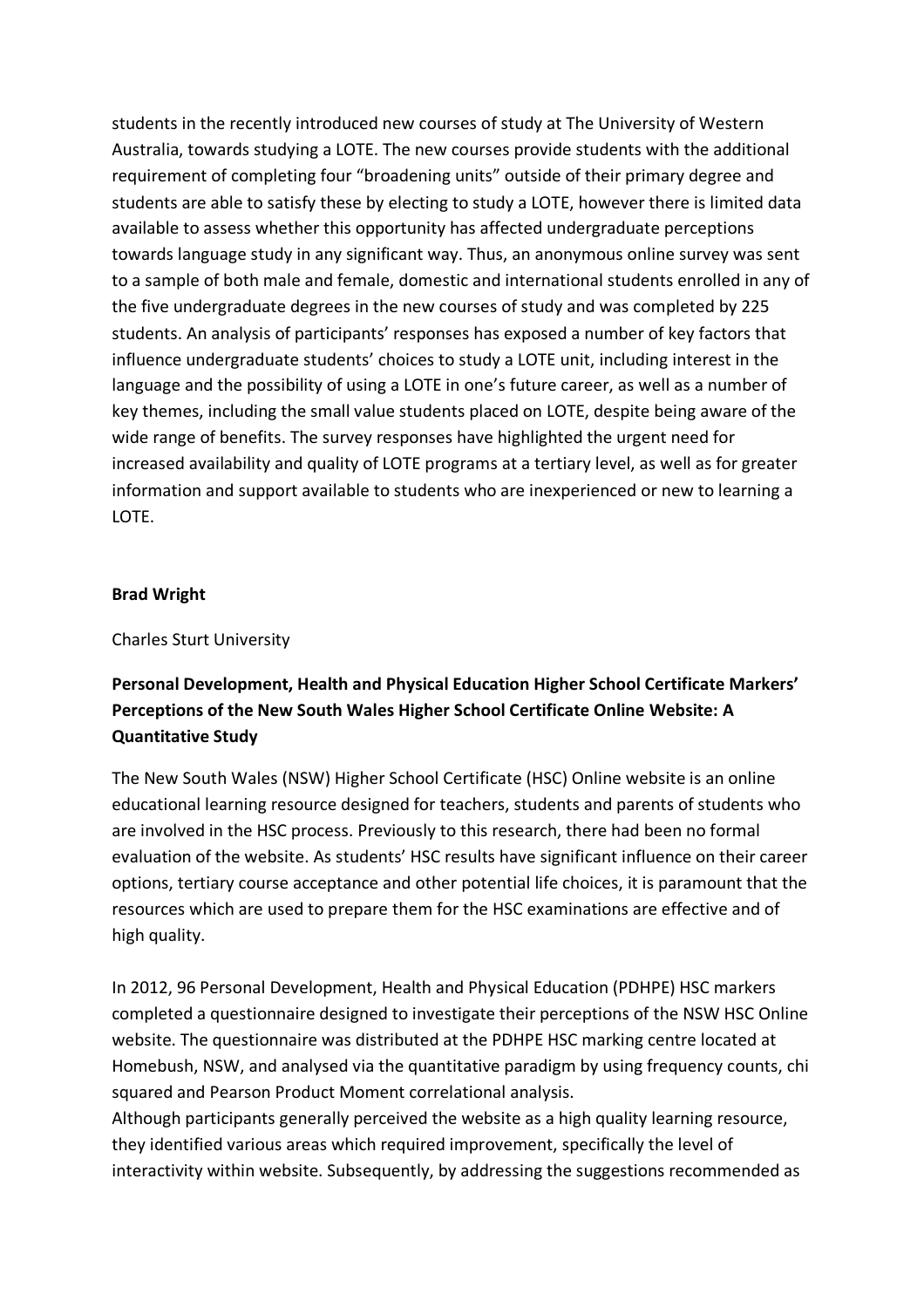students in the recently introduced new courses of study at The University of Western Australia, towards studying a LOTE. The new courses provide students with the additional requirement of completing four "broadening units" outside of their primary degree and students are able to satisfy these by electing to study a LOTE, however there is limited data available to assess whether this opportunity has affected undergraduate perceptions towards language study in any significant way. Thus, an anonymous online survey was sent to a sample of both male and female, domestic and international students enrolled in any of the five undergraduate degrees in the new courses of study and was completed by 225 students. An analysis of participants' responses has exposed a number of key factors that influence undergraduate students' choices to study a LOTE unit, including interest in the language and the possibility of using a LOTE in one's future career, as well as a number of key themes, including the small value students placed on LOTE, despite being aware of the wide range of benefits. The survey responses have highlighted the urgent need for increased availability and quality of LOTE programs at a tertiary level, as well as for greater information and support available to students who are inexperienced or new to learning a LOTE.

**Brad Wright**

Charles Sturt University

**Personal Development, Health and Physical Education Higher School Certificate Markers' Perceptions of the New South Wales Higher School Certificate Online Website: A Quantitative Study**

The New South Wales (NSW) Higher School Certificate (HSC) Online website is an online educational learning resource designed for teachers, students and parents of students who are involved in the HSC process. Previously to this research, there had been no formal evaluation of the website. As students' HSC results have significant influence on their career options, tertiary course acceptance and other potential life choices, it is paramount that the resources which are used to prepare them for the HSC examinations are effective and of high quality.

In 2012, 96 Personal Development, Health and Physical Education (PDHPE) HSC markers completed a questionnaire designed to investigate their perceptions of the NSW HSC Online website. The questionnaire was distributed at the PDHPE HSC marking centre located at Homebush, NSW, and analysed via the quantitative paradigm by using frequency counts, chi squared and Pearson Product Moment correlational analysis.
Although participants generally perceived the website as a high quality learning resource, they identified various areas which required improvement, specifically the level of interactivity within website. Subsequently, by addressing the suggestions recommended as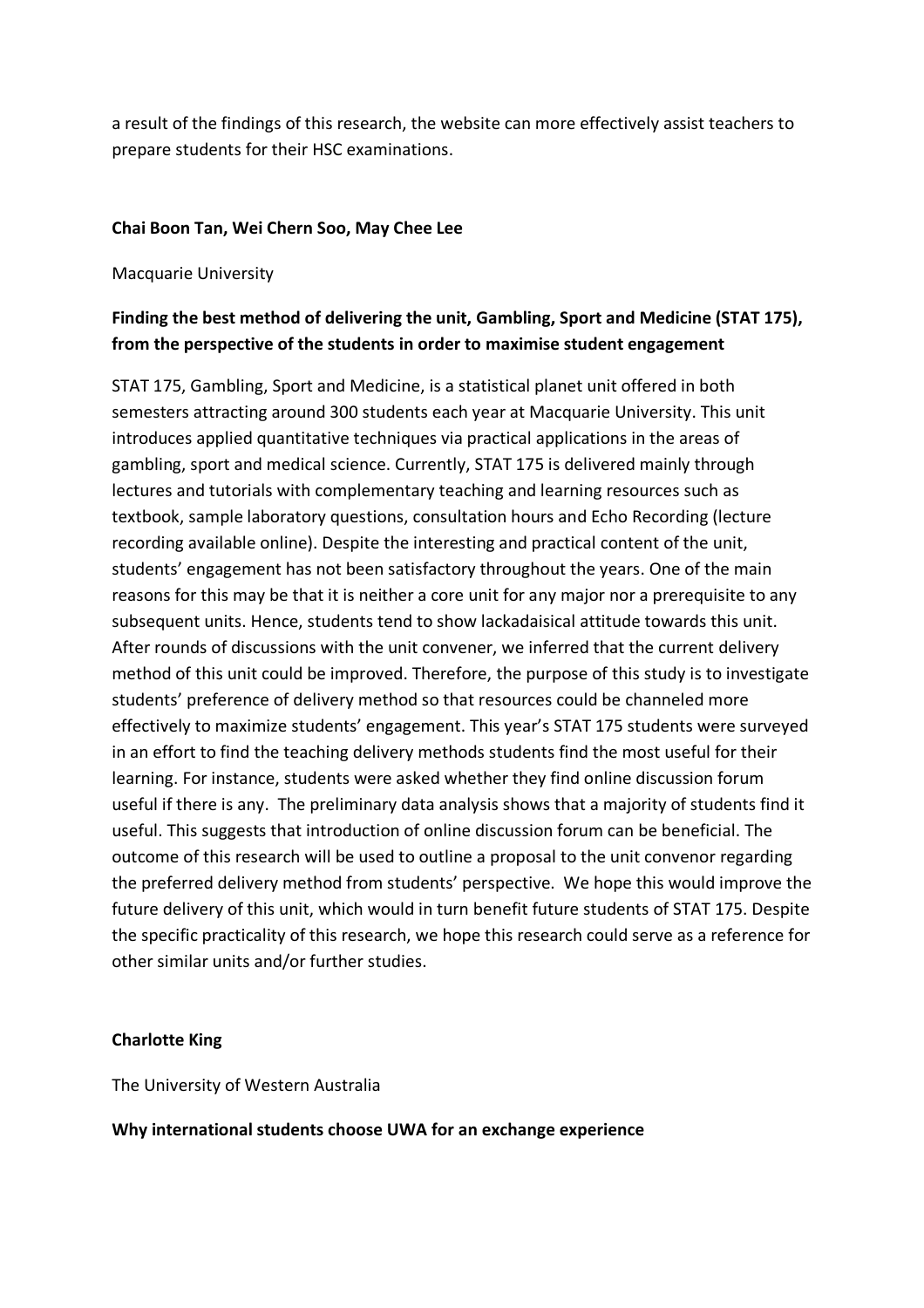a result of the findings of this research, the website can more effectively assist teachers to prepare students for their HSC examinations.

**Chai Boon Tan, Wei Chern Soo, May Chee Lee**

Macquarie University

**Finding the best method of delivering the unit, Gambling, Sport and Medicine (STAT 175), from the perspective of the students in order to maximise student engagement**

STAT 175, Gambling, Sport and Medicine, is a statistical planet unit offered in both semesters attracting around 300 students each year at Macquarie University. This unit introduces applied quantitative techniques via practical applications in the areas of gambling, sport and medical science. Currently, STAT 175 is delivered mainly through lectures and tutorials with complementary teaching and learning resources such as textbook, sample laboratory questions, consultation hours and Echo Recording (lecture recording available online). Despite the interesting and practical content of the unit, students' engagement has not been satisfactory throughout the years. One of the main reasons for this may be that it is neither a core unit for any major nor a prerequisite to any subsequent units. Hence, students tend to show lackadaisical attitude towards this unit. After rounds of discussions with the unit convener, we inferred that the current delivery method of this unit could be improved. Therefore, the purpose of this study is to investigate students' preference of delivery method so that resources could be channeled more effectively to maximize students' engagement. This year's STAT 175 students were surveyed in an effort to find the teaching delivery methods students find the most useful for their learning. For instance, students were asked whether they find online discussion forum useful if there is any. The preliminary data analysis shows that a majority of students find it useful. This suggests that introduction of online discussion forum can be beneficial. The outcome of this research will be used to outline a proposal to the unit convenor regarding the preferred delivery method from students' perspective. We hope this would improve the future delivery of this unit, which would in turn benefit future students of STAT 175. Despite the specific practicality of this research, we hope this research could serve as a reference for other similar units and/or further studies.

**Charlotte King**

The University of Western Australia

**Why international students choose UWA for an exchange experience**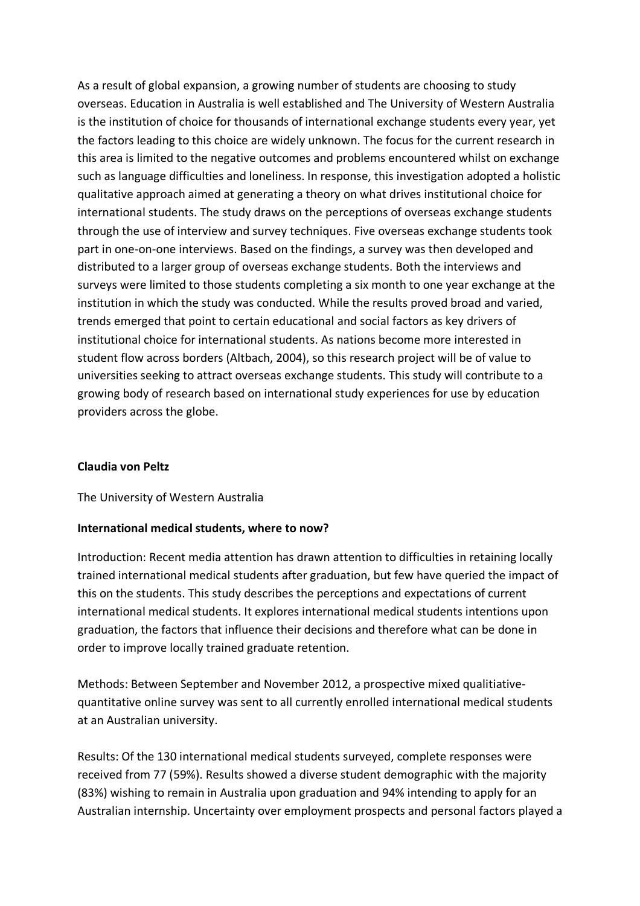As a result of global expansion, a growing number of students are choosing to study overseas. Education in Australia is well established and The University of Western Australia is the institution of choice for thousands of international exchange students every year, yet the factors leading to this choice are widely unknown. The focus for the current research in this area is limited to the negative outcomes and problems encountered whilst on exchange such as language difficulties and loneliness. In response, this investigation adopted a holistic qualitative approach aimed at generating a theory on what drives institutional choice for international students. The study draws on the perceptions of overseas exchange students through the use of interview and survey techniques. Five overseas exchange students took part in one-on-one interviews. Based on the findings, a survey was then developed and distributed to a larger group of overseas exchange students. Both the interviews and surveys were limited to those students completing a six month to one year exchange at the institution in which the study was conducted. While the results proved broad and varied, trends emerged that point to certain educational and social factors as key drivers of institutional choice for international students. As nations become more interested in student flow across borders (Altbach, 2004), so this research project will be of value to universities seeking to attract overseas exchange students. This study will contribute to a growing body of research based on international study experiences for use by education providers across the globe.

**Claudia von Peltz**

The University of Western Australia

**International medical students, where to now?**

Introduction: Recent media attention has drawn attention to difficulties in retaining locally trained international medical students after graduation, but few have queried the impact of this on the students. This study describes the perceptions and expectations of current international medical students. It explores international medical students intentions upon graduation, the factors that influence their decisions and therefore what can be done in order to improve locally trained graduate retention.

Methods: Between September and November 2012, a prospective mixed qualitiative-quantitative online survey was sent to all currently enrolled international medical students at an Australian university.

Results: Of the 130 international medical students surveyed, complete responses were received from 77 (59%). Results showed a diverse student demographic with the majority (83%) wishing to remain in Australia upon graduation and 94% intending to apply for an Australian internship. Uncertainty over employment prospects and personal factors played a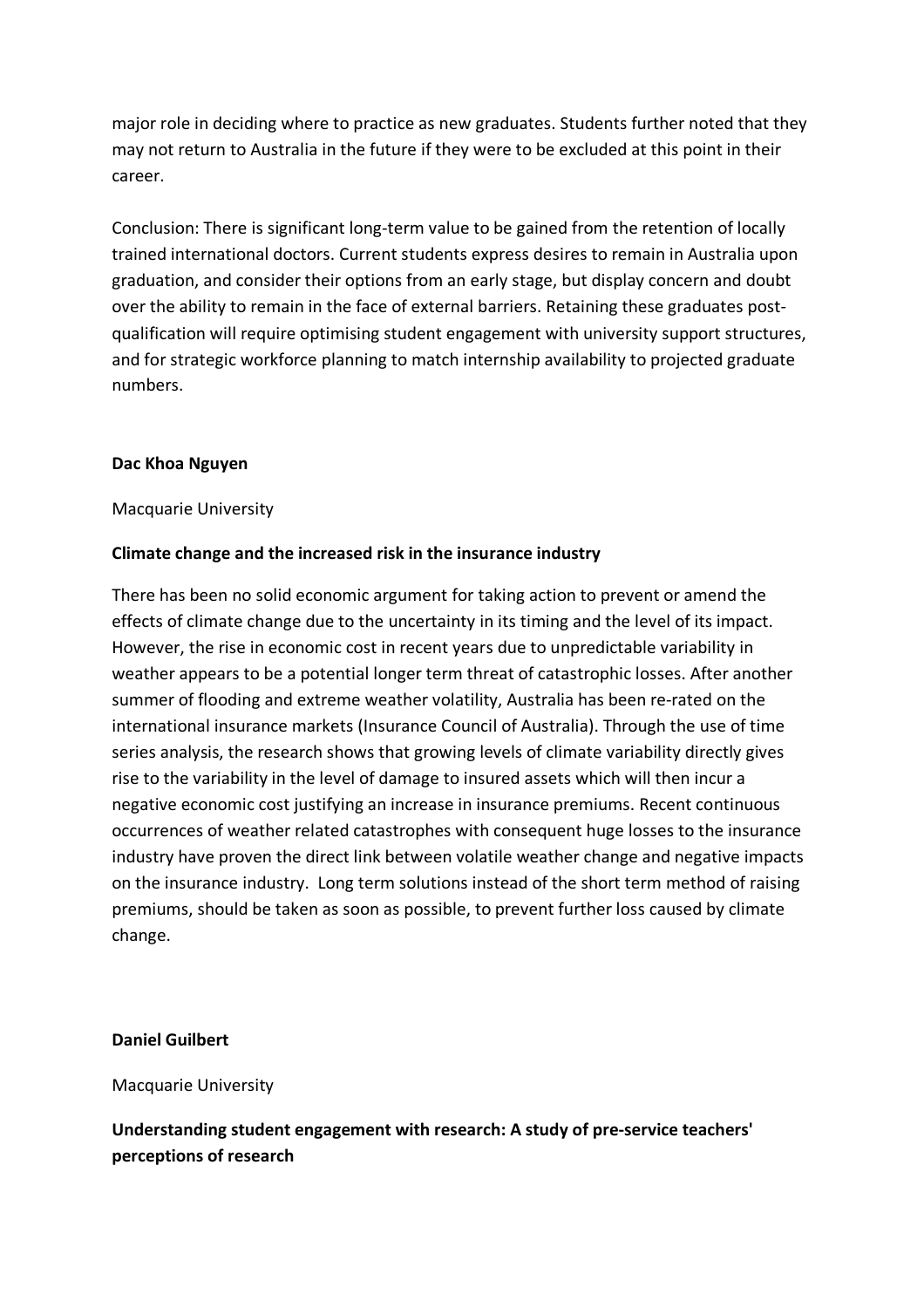major role in deciding where to practice as new graduates. Students further noted that they may not return to Australia in the future if they were to be excluded at this point in their career.

Conclusion: There is significant long-term value to be gained from the retention of locally trained international doctors. Current students express desires to remain in Australia upon graduation, and consider their options from an early stage, but display concern and doubt over the ability to remain in the face of external barriers. Retaining these graduates post-qualification will require optimising student engagement with university support structures, and for strategic workforce planning to match internship availability to projected graduate numbers.

**Dac Khoa Nguyen**

Macquarie University

**Climate change and the increased risk in the insurance industry**

There has been no solid economic argument for taking action to prevent or amend the effects of climate change due to the uncertainty in its timing and the level of its impact. However, the rise in economic cost in recent years due to unpredictable variability in weather appears to be a potential longer term threat of catastrophic losses. After another summer of flooding and extreme weather volatility, Australia has been re-rated on the international insurance markets (Insurance Council of Australia). Through the use of time series analysis, the research shows that growing levels of climate variability directly gives rise to the variability in the level of damage to insured assets which will then incur a negative economic cost justifying an increase in insurance premiums. Recent continuous occurrences of weather related catastrophes with consequent huge losses to the insurance industry have proven the direct link between volatile weather change and negative impacts on the insurance industry. Long term solutions instead of the short term method of raising premiums, should be taken as soon as possible, to prevent further loss caused by climate change.

**Daniel Guilbert**

Macquarie University

**Understanding student engagement with research: A study of pre-service teachers' perceptions of research**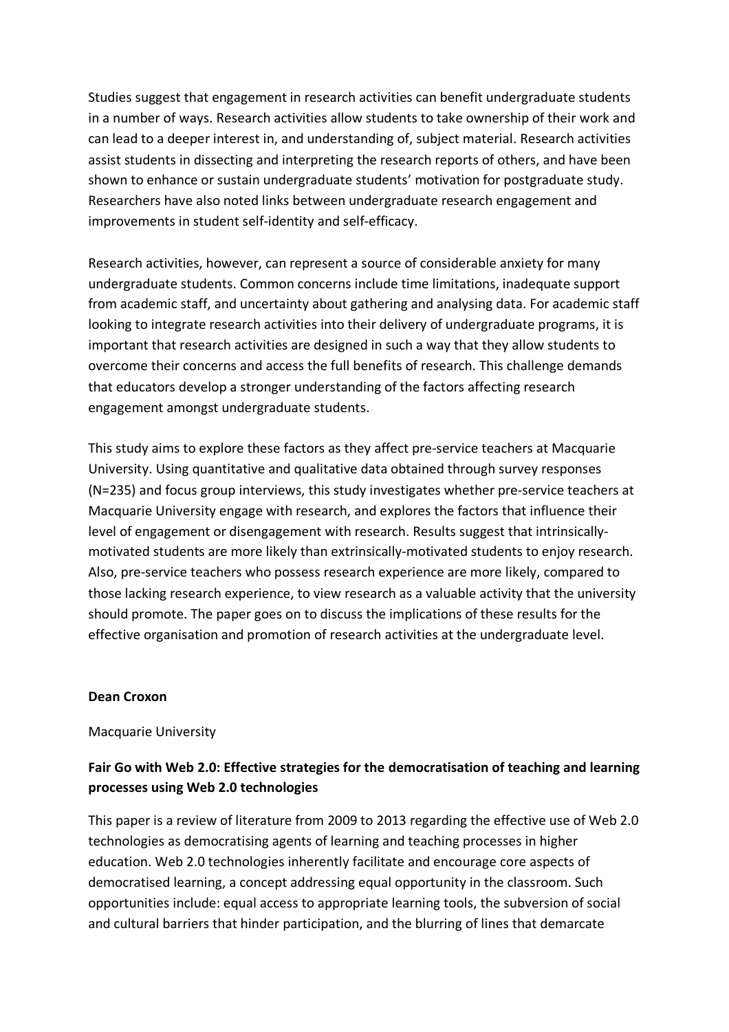Studies suggest that engagement in research activities can benefit undergraduate students in a number of ways. Research activities allow students to take ownership of their work and can lead to a deeper interest in, and understanding of, subject material. Research activities assist students in dissecting and interpreting the research reports of others, and have been shown to enhance or sustain undergraduate students' motivation for postgraduate study. Researchers have also noted links between undergraduate research engagement and improvements in student self-identity and self-efficacy.

Research activities, however, can represent a source of considerable anxiety for many undergraduate students. Common concerns include time limitations, inadequate support from academic staff, and uncertainty about gathering and analysing data. For academic staff looking to integrate research activities into their delivery of undergraduate programs, it is important that research activities are designed in such a way that they allow students to overcome their concerns and access the full benefits of research. This challenge demands that educators develop a stronger understanding of the factors affecting research engagement amongst undergraduate students.

This study aims to explore these factors as they affect pre-service teachers at Macquarie University. Using quantitative and qualitative data obtained through survey responses (N=235) and focus group interviews, this study investigates whether pre-service teachers at Macquarie University engage with research, and explores the factors that influence their level of engagement or disengagement with research. Results suggest that intrinsically-motivated students are more likely than extrinsically-motivated students to enjoy research. Also, pre-service teachers who possess research experience are more likely, compared to those lacking research experience, to view research as a valuable activity that the university should promote. The paper goes on to discuss the implications of these results for the effective organisation and promotion of research activities at the undergraduate level.

**Dean Croxon**

Macquarie University

### Fair Go with Web 2.0: Effective strategies for the democratisation of teaching and learning processes using Web 2.0 technologies

This paper is a review of literature from 2009 to 2013 regarding the effective use of Web 2.0 technologies as democratising agents of learning and teaching processes in higher education. Web 2.0 technologies inherently facilitate and encourage core aspects of democratised learning, a concept addressing equal opportunity in the classroom. Such opportunities include: equal access to appropriate learning tools, the subversion of social and cultural barriers that hinder participation, and the blurring of lines that demarcate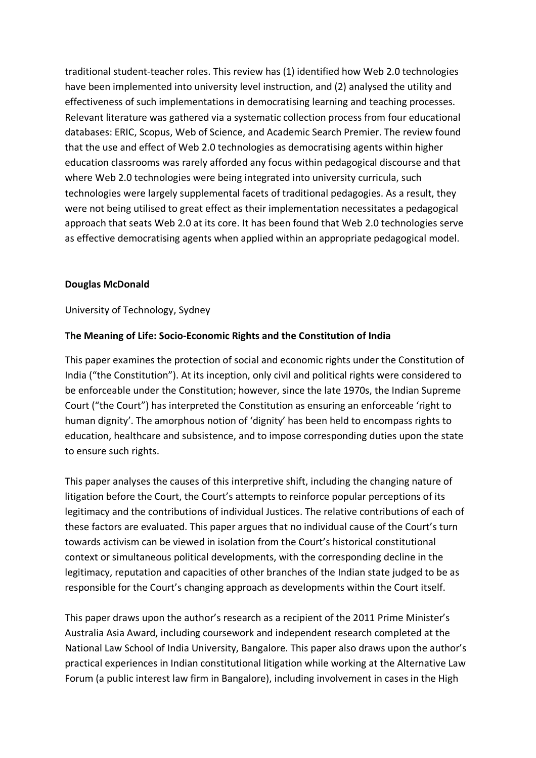traditional student-teacher roles. This review has (1) identified how Web 2.0 technologies have been implemented into university level instruction, and (2) analysed the utility and effectiveness of such implementations in democratising learning and teaching processes. Relevant literature was gathered via a systematic collection process from four educational databases: ERIC, Scopus, Web of Science, and Academic Search Premier. The review found that the use and effect of Web 2.0 technologies as democratising agents within higher education classrooms was rarely afforded any focus within pedagogical discourse and that where Web 2.0 technologies were being integrated into university curricula, such technologies were largely supplemental facets of traditional pedagogies. As a result, they were not being utilised to great effect as their implementation necessitates a pedagogical approach that seats Web 2.0 at its core. It has been found that Web 2.0 technologies serve as effective democratising agents when applied within an appropriate pedagogical model.

**Douglas McDonald**

University of Technology, Sydney

**The Meaning of Life: Socio-Economic Rights and the Constitution of India**

This paper examines the protection of social and economic rights under the Constitution of India ("the Constitution"). At its inception, only civil and political rights were considered to be enforceable under the Constitution; however, since the late 1970s, the Indian Supreme Court ("the Court") has interpreted the Constitution as ensuring an enforceable 'right to human dignity'. The amorphous notion of 'dignity' has been held to encompass rights to education, healthcare and subsistence, and to impose corresponding duties upon the state to ensure such rights.

This paper analyses the causes of this interpretive shift, including the changing nature of litigation before the Court, the Court's attempts to reinforce popular perceptions of its legitimacy and the contributions of individual Justices. The relative contributions of each of these factors are evaluated. This paper argues that no individual cause of the Court's turn towards activism can be viewed in isolation from the Court's historical constitutional context or simultaneous political developments, with the corresponding decline in the legitimacy, reputation and capacities of other branches of the Indian state judged to be as responsible for the Court's changing approach as developments within the Court itself.

This paper draws upon the author's research as a recipient of the 2011 Prime Minister's Australia Asia Award, including coursework and independent research completed at the National Law School of India University, Bangalore. This paper also draws upon the author's practical experiences in Indian constitutional litigation while working at the Alternative Law Forum (a public interest law firm in Bangalore), including involvement in cases in the High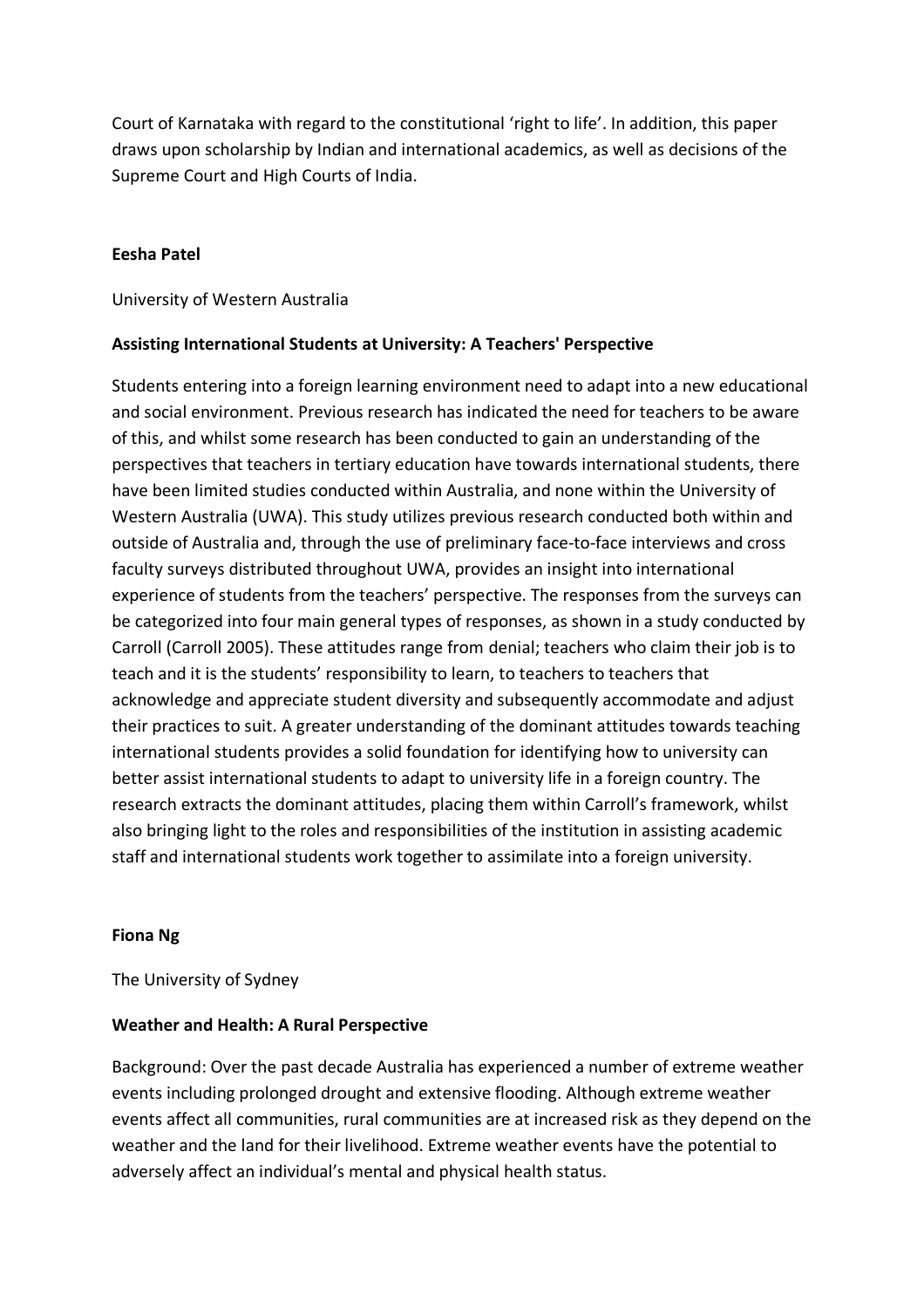Court of Karnataka with regard to the constitutional 'right to life'. In addition, this paper draws upon scholarship by Indian and international academics, as well as decisions of the Supreme Court and High Courts of India.

**Eesha Patel**

University of Western Australia

**Assisting International Students at University: A Teachers' Perspective**

Students entering into a foreign learning environment need to adapt into a new educational and social environment. Previous research has indicated the need for teachers to be aware of this, and whilst some research has been conducted to gain an understanding of the perspectives that teachers in tertiary education have towards international students, there have been limited studies conducted within Australia, and none within the University of Western Australia (UWA). This study utilizes previous research conducted both within and outside of Australia and, through the use of preliminary face-to-face interviews and cross faculty surveys distributed throughout UWA, provides an insight into international experience of students from the teachers' perspective. The responses from the surveys can be categorized into four main general types of responses, as shown in a study conducted by Carroll (Carroll 2005). These attitudes range from denial; teachers who claim their job is to teach and it is the students' responsibility to learn, to teachers to teachers that acknowledge and appreciate student diversity and subsequently accommodate and adjust their practices to suit. A greater understanding of the dominant attitudes towards teaching international students provides a solid foundation for identifying how to university can better assist international students to adapt to university life in a foreign country. The research extracts the dominant attitudes, placing them within Carroll's framework, whilst also bringing light to the roles and responsibilities of the institution in assisting academic staff and international students work together to assimilate into a foreign university.

**Fiona Ng**

The University of Sydney

**Weather and Health: A Rural Perspective**

Background: Over the past decade Australia has experienced a number of extreme weather events including prolonged drought and extensive flooding. Although extreme weather events affect all communities, rural communities are at increased risk as they depend on the weather and the land for their livelihood. Extreme weather events have the potential to adversely affect an individual's mental and physical health status.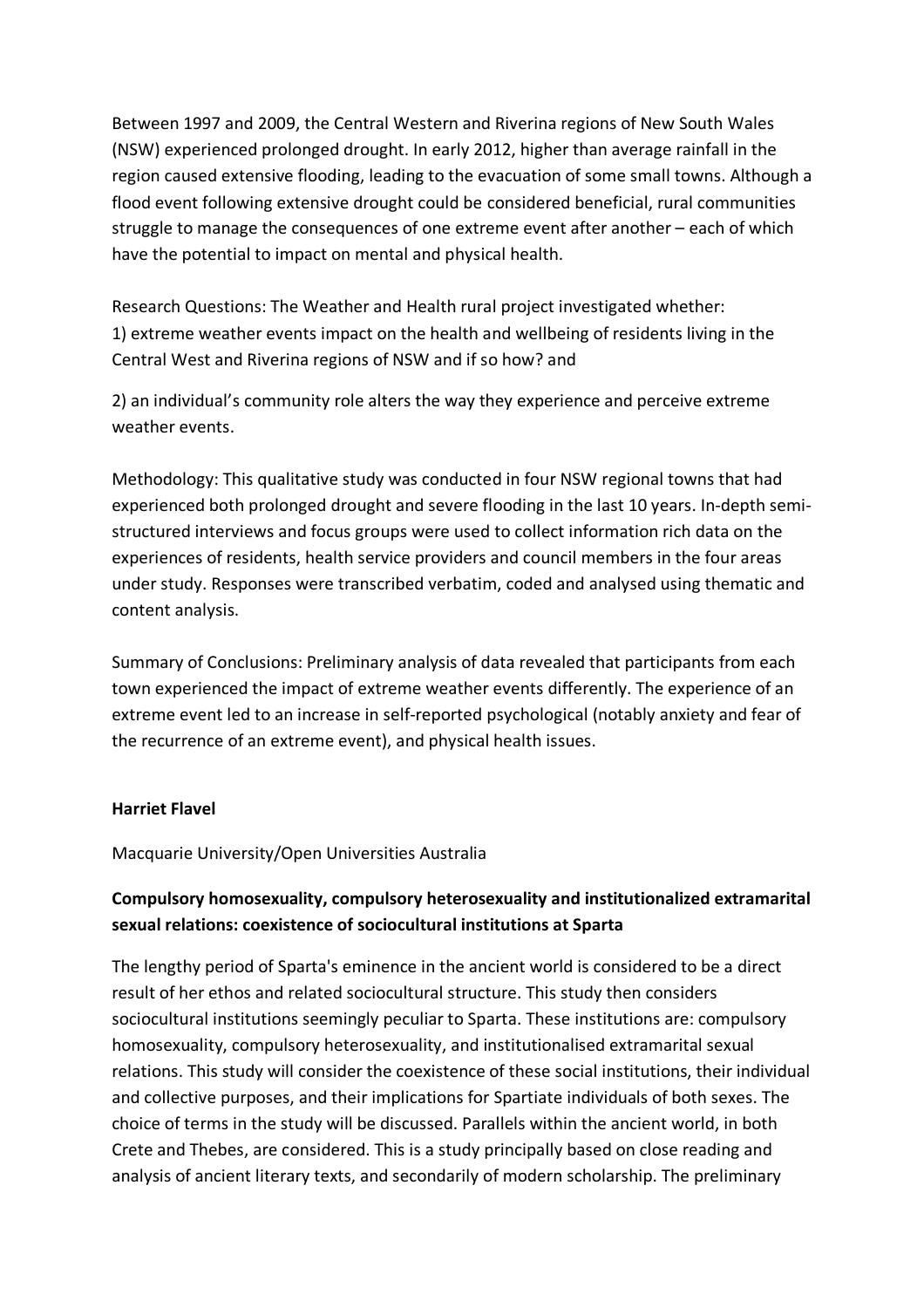Between 1997 and 2009, the Central Western and Riverina regions of New South Wales (NSW) experienced prolonged drought. In early 2012, higher than average rainfall in the region caused extensive flooding, leading to the evacuation of some small towns. Although a flood event following extensive drought could be considered beneficial, rural communities struggle to manage the consequences of one extreme event after another – each of which have the potential to impact on mental and physical health.

Research Questions: The Weather and Health rural project investigated whether:
1) extreme weather events impact on the health and wellbeing of residents living in the Central West and Riverina regions of NSW and if so how? and

2) an individual's community role alters the way they experience and perceive extreme weather events.

Methodology: This qualitative study was conducted in four NSW regional towns that had experienced both prolonged drought and severe flooding in the last 10 years. In-depth semi-structured interviews and focus groups were used to collect information rich data on the experiences of residents, health service providers and council members in the four areas under study. Responses were transcribed verbatim, coded and analysed using thematic and content analysis.

Summary of Conclusions: Preliminary analysis of data revealed that participants from each town experienced the impact of extreme weather events differently. The experience of an extreme event led to an increase in self-reported psychological (notably anxiety and fear of the recurrence of an extreme event), and physical health issues.

**Harriet Flavel**

Macquarie University/Open Universities Australia

### Compulsory homosexuality, compulsory heterosexuality and institutionalized extramarital sexual relations: coexistence of sociocultural institutions at Sparta

The lengthy period of Sparta's eminence in the ancient world is considered to be a direct result of her ethos and related sociocultural structure. This study then considers sociocultural institutions seemingly peculiar to Sparta. These institutions are: compulsory homosexuality, compulsory heterosexuality, and institutionalised extramarital sexual relations. This study will consider the coexistence of these social institutions, their individual and collective purposes, and their implications for Spartiate individuals of both sexes. The choice of terms in the study will be discussed. Parallels within the ancient world, in both Crete and Thebes, are considered. This is a study principally based on close reading and analysis of ancient literary texts, and secondarily of modern scholarship. The preliminary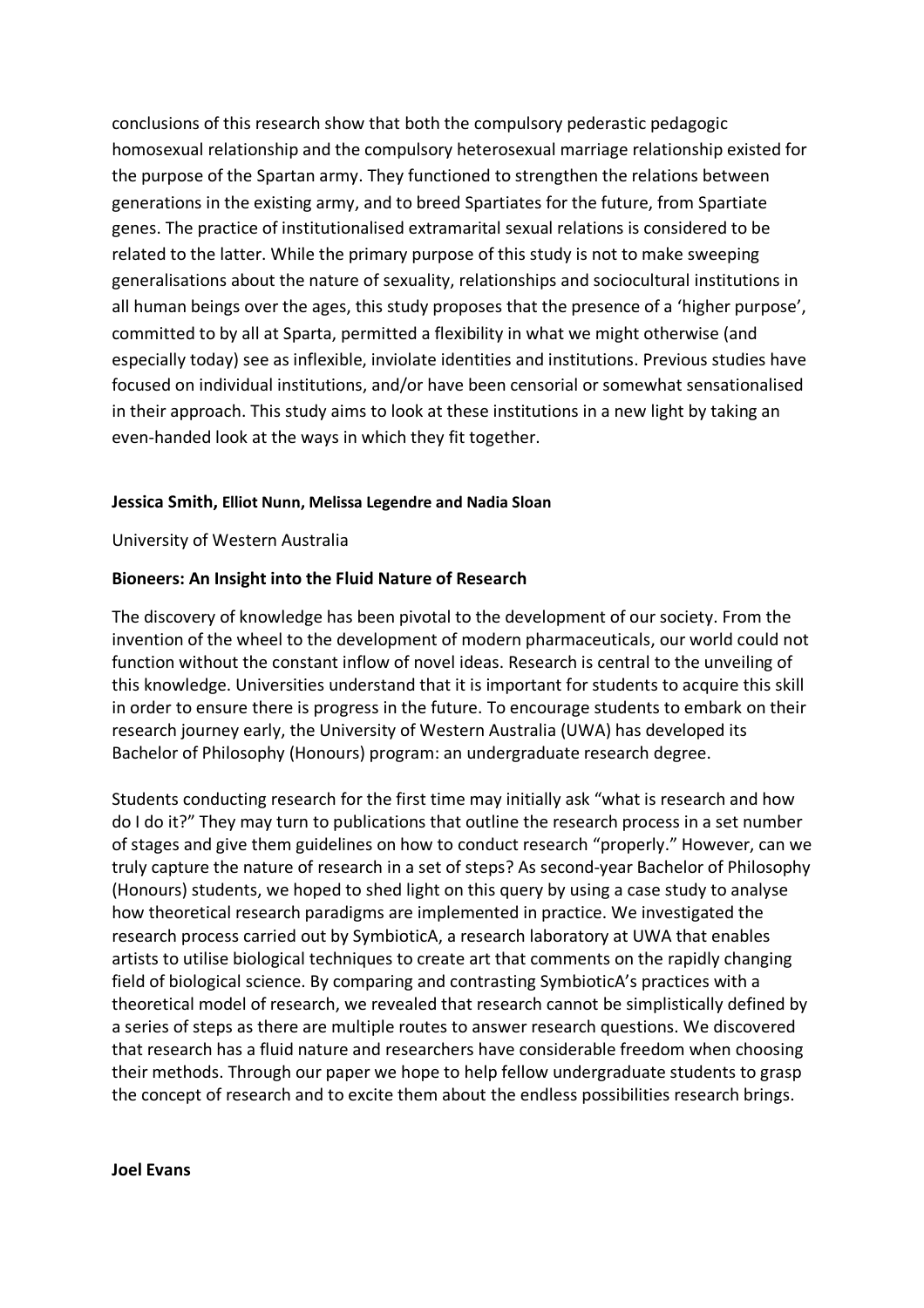conclusions of this research show that both the compulsory pederastic pedagogic homosexual relationship and the compulsory heterosexual marriage relationship existed for the purpose of the Spartan army. They functioned to strengthen the relations between generations in the existing army, and to breed Spartiates for the future, from Spartiate genes. The practice of institutionalised extramarital sexual relations is considered to be related to the latter. While the primary purpose of this study is not to make sweeping generalisations about the nature of sexuality, relationships and sociocultural institutions in all human beings over the ages, this study proposes that the presence of a 'higher purpose', committed to by all at Sparta, permitted a flexibility in what we might otherwise (and especially today) see as inflexible, inviolate identities and institutions. Previous studies have focused on individual institutions, and/or have been censorial or somewhat sensationalised in their approach. This study aims to look at these institutions in a new light by taking an even-handed look at the ways in which they fit together.

**Jessica Smith, Elliot Nunn, Melissa Legendre and Nadia Sloan**

University of Western Australia

**Bioneers: An Insight into the Fluid Nature of Research**

The discovery of knowledge has been pivotal to the development of our society. From the invention of the wheel to the development of modern pharmaceuticals, our world could not function without the constant inflow of novel ideas. Research is central to the unveiling of this knowledge. Universities understand that it is important for students to acquire this skill in order to ensure there is progress in the future. To encourage students to embark on their research journey early, the University of Western Australia (UWA) has developed its Bachelor of Philosophy (Honours) program: an undergraduate research degree.

Students conducting research for the first time may initially ask "what is research and how do I do it?" They may turn to publications that outline the research process in a set number of stages and give them guidelines on how to conduct research "properly." However, can we truly capture the nature of research in a set of steps? As second-year Bachelor of Philosophy (Honours) students, we hoped to shed light on this query by using a case study to analyse how theoretical research paradigms are implemented in practice. We investigated the research process carried out by SymbioticA, a research laboratory at UWA that enables artists to utilise biological techniques to create art that comments on the rapidly changing field of biological science. By comparing and contrasting SymbioticA's practices with a theoretical model of research, we revealed that research cannot be simplistically defined by a series of steps as there are multiple routes to answer research questions. We discovered that research has a fluid nature and researchers have considerable freedom when choosing their methods. Through our paper we hope to help fellow undergraduate students to grasp the concept of research and to excite them about the endless possibilities research brings.

**Joel Evans**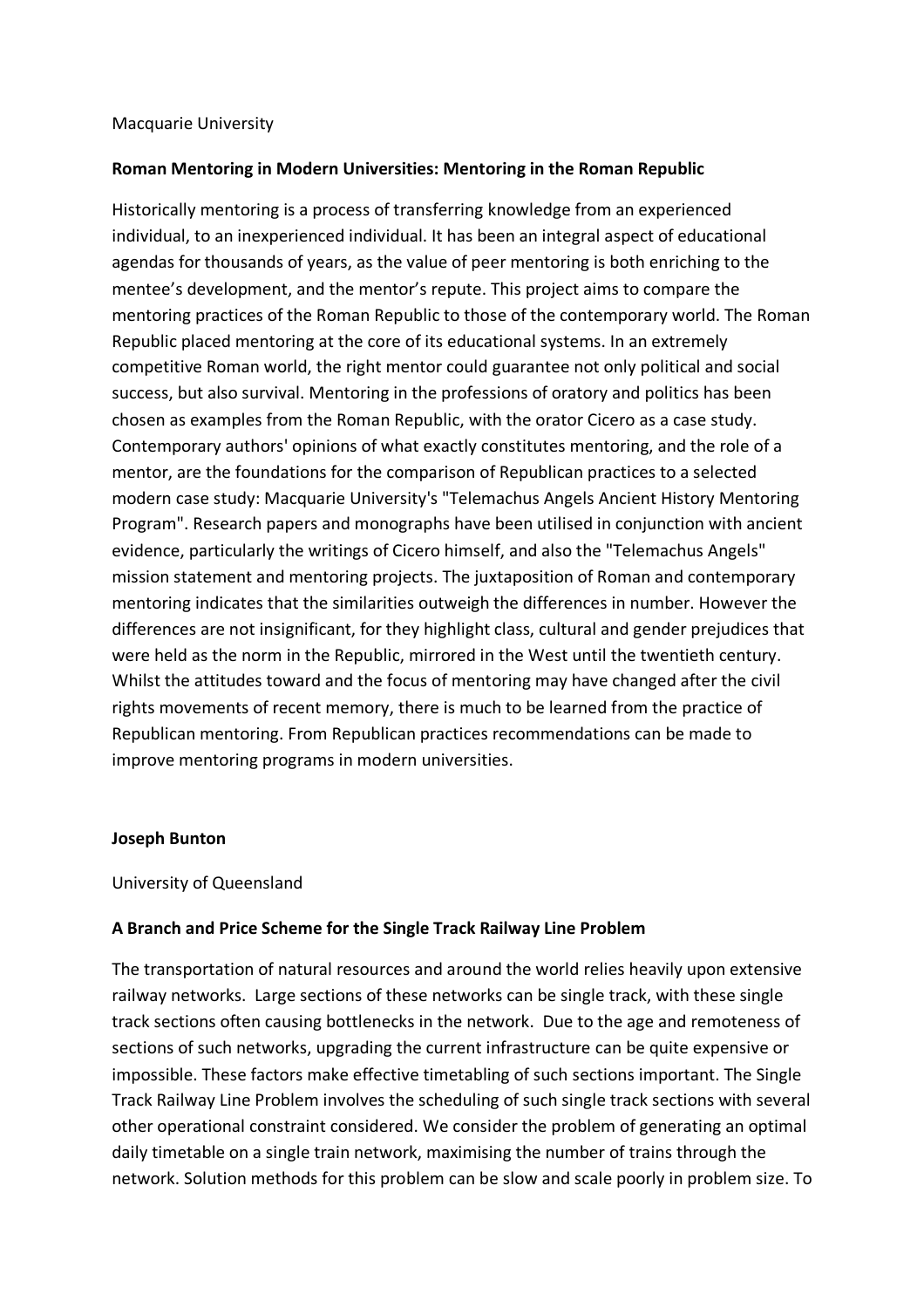Macquarie University

**Roman Mentoring in Modern Universities: Mentoring in the Roman Republic**

Historically mentoring is a process of transferring knowledge from an experienced individual, to an inexperienced individual. It has been an integral aspect of educational agendas for thousands of years, as the value of peer mentoring is both enriching to the mentee's development, and the mentor's repute. This project aims to compare the mentoring practices of the Roman Republic to those of the contemporary world. The Roman Republic placed mentoring at the core of its educational systems. In an extremely competitive Roman world, the right mentor could guarantee not only political and social success, but also survival. Mentoring in the professions of oratory and politics has been chosen as examples from the Roman Republic, with the orator Cicero as a case study. Contemporary authors' opinions of what exactly constitutes mentoring, and the role of a mentor, are the foundations for the comparison of Republican practices to a selected modern case study: Macquarie University's "Telemachus Angels Ancient History Mentoring Program". Research papers and monographs have been utilised in conjunction with ancient evidence, particularly the writings of Cicero himself, and also the "Telemachus Angels" mission statement and mentoring projects. The juxtaposition of Roman and contemporary mentoring indicates that the similarities outweigh the differences in number. However the differences are not insignificant, for they highlight class, cultural and gender prejudices that were held as the norm in the Republic, mirrored in the West until the twentieth century. Whilst the attitudes toward and the focus of mentoring may have changed after the civil rights movements of recent memory, there is much to be learned from the practice of Republican mentoring. From Republican practices recommendations can be made to improve mentoring programs in modern universities.

**Joseph Bunton**

University of Queensland

**A Branch and Price Scheme for the Single Track Railway Line Problem**

The transportation of natural resources and around the world relies heavily upon extensive railway networks. Large sections of these networks can be single track, with these single track sections often causing bottlenecks in the network. Due to the age and remoteness of sections of such networks, upgrading the current infrastructure can be quite expensive or impossible. These factors make effective timetabling of such sections important. The Single Track Railway Line Problem involves the scheduling of such single track sections with several other operational constraint considered. We consider the problem of generating an optimal daily timetable on a single train network, maximising the number of trains through the network. Solution methods for this problem can be slow and scale poorly in problem size. To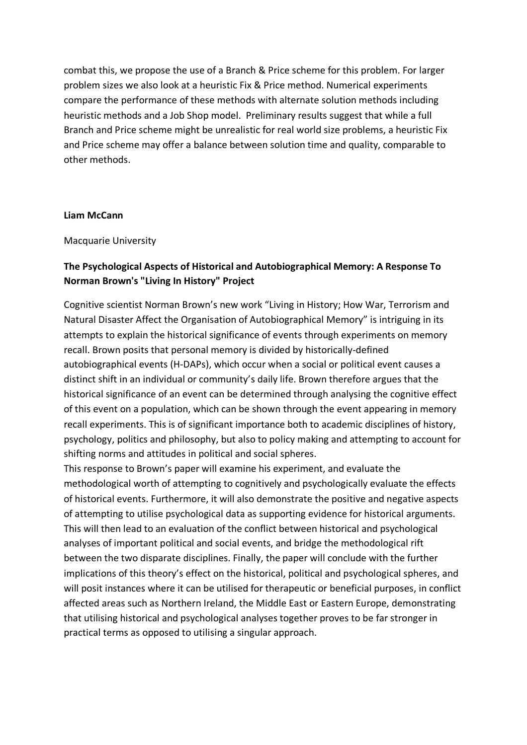combat this, we propose the use of a Branch & Price scheme for this problem. For larger problem sizes we also look at a heuristic Fix & Price method. Numerical experiments compare the performance of these methods with alternate solution methods including heuristic methods and a Job Shop model. Preliminary results suggest that while a full Branch and Price scheme might be unrealistic for real world size problems, a heuristic Fix and Price scheme may offer a balance between solution time and quality, comparable to other methods.

**Liam McCann**

Macquarie University

**The Psychological Aspects of Historical and Autobiographical Memory: A Response To Norman Brown's "Living In History" Project**

Cognitive scientist Norman Brown's new work "Living in History; How War, Terrorism and Natural Disaster Affect the Organisation of Autobiographical Memory" is intriguing in its attempts to explain the historical significance of events through experiments on memory recall. Brown posits that personal memory is divided by historically-defined autobiographical events (H-DAPs), which occur when a social or political event causes a distinct shift in an individual or community's daily life. Brown therefore argues that the historical significance of an event can be determined through analysing the cognitive effect of this event on a population, which can be shown through the event appearing in memory recall experiments. This is of significant importance both to academic disciplines of history, psychology, politics and philosophy, but also to policy making and attempting to account for shifting norms and attitudes in political and social spheres.

This response to Brown's paper will examine his experiment, and evaluate the methodological worth of attempting to cognitively and psychologically evaluate the effects of historical events. Furthermore, it will also demonstrate the positive and negative aspects of attempting to utilise psychological data as supporting evidence for historical arguments. This will then lead to an evaluation of the conflict between historical and psychological analyses of important political and social events, and bridge the methodological rift between the two disparate disciplines. Finally, the paper will conclude with the further implications of this theory's effect on the historical, political and psychological spheres, and will posit instances where it can be utilised for therapeutic or beneficial purposes, in conflict affected areas such as Northern Ireland, the Middle East or Eastern Europe, demonstrating that utilising historical and psychological analyses together proves to be far stronger in practical terms as opposed to utilising a singular approach.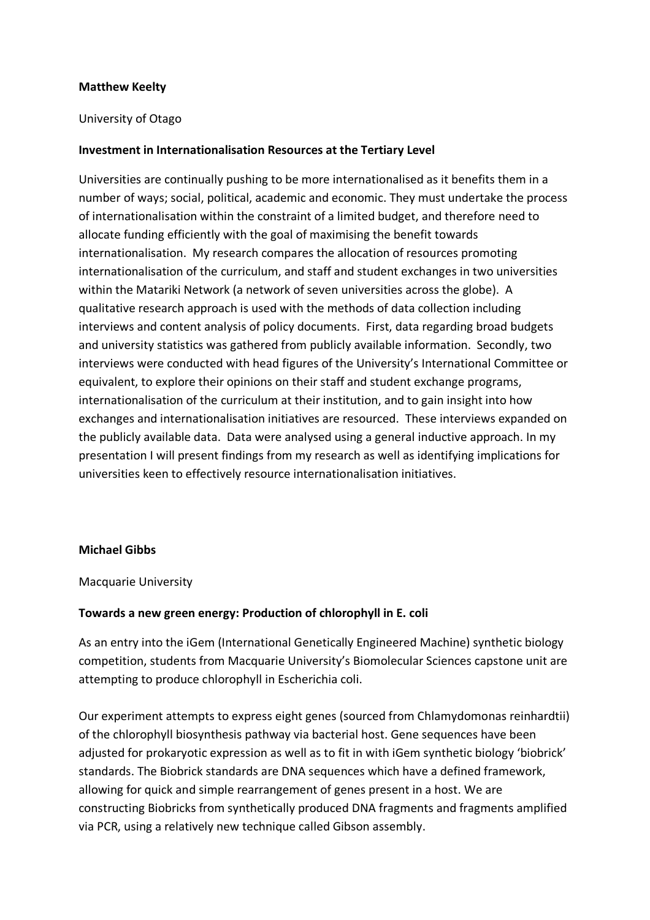**Matthew Keelty**

University of Otago

**Investment in Internationalisation Resources at the Tertiary Level**

Universities are continually pushing to be more internationalised as it benefits them in a number of ways; social, political, academic and economic. They must undertake the process of internationalisation within the constraint of a limited budget, and therefore need to allocate funding efficiently with the goal of maximising the benefit towards internationalisation. My research compares the allocation of resources promoting internationalisation of the curriculum, and staff and student exchanges in two universities within the Matariki Network (a network of seven universities across the globe). A qualitative research approach is used with the methods of data collection including interviews and content analysis of policy documents. First, data regarding broad budgets and university statistics was gathered from publicly available information. Secondly, two interviews were conducted with head figures of the University's International Committee or equivalent, to explore their opinions on their staff and student exchange programs, internationalisation of the curriculum at their institution, and to gain insight into how exchanges and internationalisation initiatives are resourced. These interviews expanded on the publicly available data. Data were analysed using a general inductive approach. In my presentation I will present findings from my research as well as identifying implications for universities keen to effectively resource internationalisation initiatives.

**Michael Gibbs**

Macquarie University

**Towards a new green energy: Production of chlorophyll in E. coli**

As an entry into the iGem (International Genetically Engineered Machine) synthetic biology competition, students from Macquarie University's Biomolecular Sciences capstone unit are attempting to produce chlorophyll in Escherichia coli.

Our experiment attempts to express eight genes (sourced from Chlamydomonas reinhardtii) of the chlorophyll biosynthesis pathway via bacterial host. Gene sequences have been adjusted for prokaryotic expression as well as to fit in with iGem synthetic biology 'biobrick' standards. The Biobrick standards are DNA sequences which have a defined framework, allowing for quick and simple rearrangement of genes present in a host. We are constructing Biobricks from synthetically produced DNA fragments and fragments amplified via PCR, using a relatively new technique called Gibson assembly.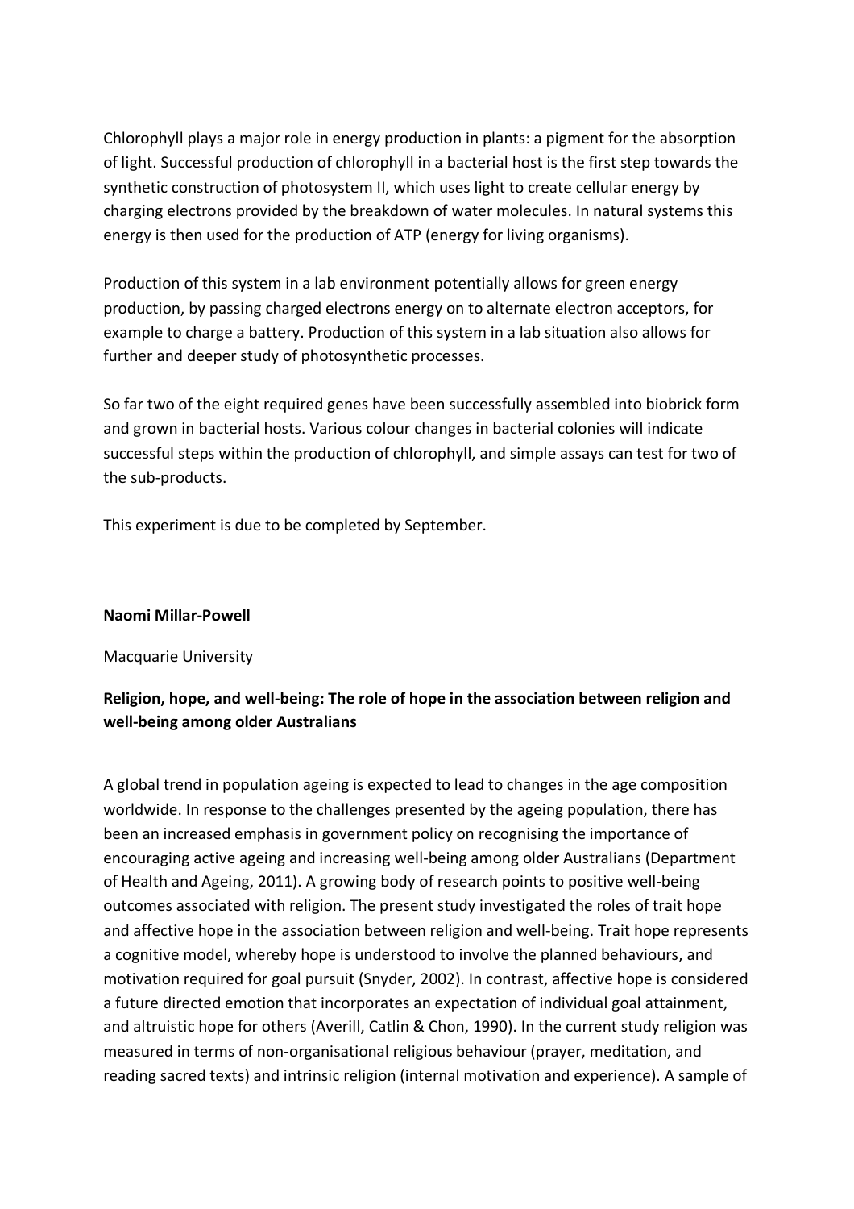Chlorophyll plays a major role in energy production in plants: a pigment for the absorption of light. Successful production of chlorophyll in a bacterial host is the first step towards the synthetic construction of photosystem II, which uses light to create cellular energy by charging electrons provided by the breakdown of water molecules. In natural systems this energy is then used for the production of ATP (energy for living organisms).

Production of this system in a lab environment potentially allows for green energy production, by passing charged electrons energy on to alternate electron acceptors, for example to charge a battery. Production of this system in a lab situation also allows for further and deeper study of photosynthetic processes.

So far two of the eight required genes have been successfully assembled into biobrick form and grown in bacterial hosts. Various colour changes in bacterial colonies will indicate successful steps within the production of chlorophyll, and simple assays can test for two of the sub-products.

This experiment is due to be completed by September.

**Naomi Millar-Powell**

Macquarie University

**Religion, hope, and well-being: The role of hope in the association between religion and well-being among older Australians**

A global trend in population ageing is expected to lead to changes in the age composition worldwide. In response to the challenges presented by the ageing population, there has been an increased emphasis in government policy on recognising the importance of encouraging active ageing and increasing well-being among older Australians (Department of Health and Ageing, 2011). A growing body of research points to positive well-being outcomes associated with religion. The present study investigated the roles of trait hope and affective hope in the association between religion and well-being. Trait hope represents a cognitive model, whereby hope is understood to involve the planned behaviours, and motivation required for goal pursuit (Snyder, 2002). In contrast, affective hope is considered a future directed emotion that incorporates an expectation of individual goal attainment, and altruistic hope for others (Averill, Catlin & Chon, 1990). In the current study religion was measured in terms of non-organisational religious behaviour (prayer, meditation, and reading sacred texts) and intrinsic religion (internal motivation and experience). A sample of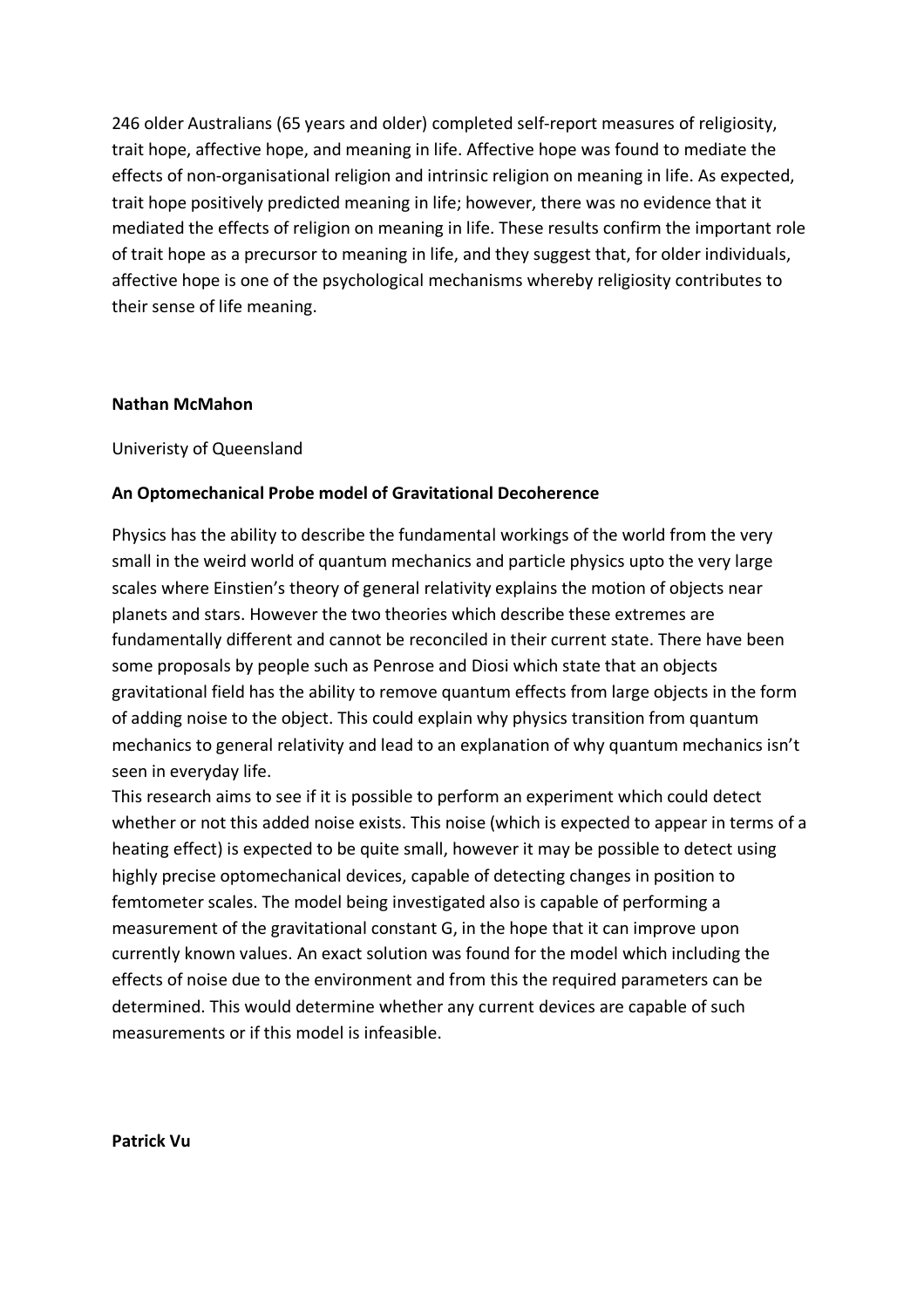246 older Australians (65 years and older) completed self-report measures of religiosity, trait hope, affective hope, and meaning in life. Affective hope was found to mediate the effects of non-organisational religion and intrinsic religion on meaning in life. As expected, trait hope positively predicted meaning in life; however, there was no evidence that it mediated the effects of religion on meaning in life. These results confirm the important role of trait hope as a precursor to meaning in life, and they suggest that, for older individuals, affective hope is one of the psychological mechanisms whereby religiosity contributes to their sense of life meaning.

**Nathan McMahon**

Univeristy of Queensland

**An Optomechanical Probe model of Gravitational Decoherence**

Physics has the ability to describe the fundamental workings of the world from the very small in the weird world of quantum mechanics and particle physics upto the very large scales where Einstien's theory of general relativity explains the motion of objects near planets and stars. However the two theories which describe these extremes are fundamentally different and cannot be reconciled in their current state. There have been some proposals by people such as Penrose and Diosi which state that an objects gravitational field has the ability to remove quantum effects from large objects in the form of adding noise to the object. This could explain why physics transition from quantum mechanics to general relativity and lead to an explanation of why quantum mechanics isn't seen in everyday life.

This research aims to see if it is possible to perform an experiment which could detect whether or not this added noise exists. This noise (which is expected to appear in terms of a heating effect) is expected to be quite small, however it may be possible to detect using highly precise optomechanical devices, capable of detecting changes in position to femtometer scales. The model being investigated also is capable of performing a measurement of the gravitational constant G, in the hope that it can improve upon currently known values. An exact solution was found for the model which including the effects of noise due to the environment and from this the required parameters can be determined. This would determine whether any current devices are capable of such measurements or if this model is infeasible.

**Patrick Vu**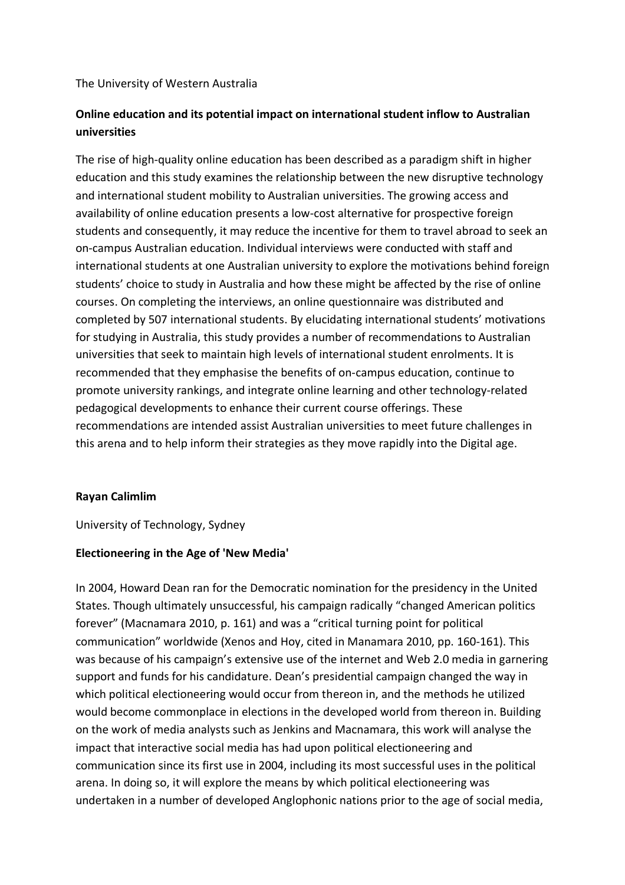The University of Western Australia

**Online education and its potential impact on international student inflow to Australian universities**

The rise of high-quality online education has been described as a paradigm shift in higher education and this study examines the relationship between the new disruptive technology and international student mobility to Australian universities. The growing access and availability of online education presents a low-cost alternative for prospective foreign students and consequently, it may reduce the incentive for them to travel abroad to seek an on-campus Australian education. Individual interviews were conducted with staff and international students at one Australian university to explore the motivations behind foreign students' choice to study in Australia and how these might be affected by the rise of online courses. On completing the interviews, an online questionnaire was distributed and completed by 507 international students. By elucidating international students' motivations for studying in Australia, this study provides a number of recommendations to Australian universities that seek to maintain high levels of international student enrolments. It is recommended that they emphasise the benefits of on-campus education, continue to promote university rankings, and integrate online learning and other technology-related pedagogical developments to enhance their current course offerings. These recommendations are intended assist Australian universities to meet future challenges in this arena and to help inform their strategies as they move rapidly into the Digital age.

**Rayan Calimlim**

University of Technology, Sydney

**Electioneering in the Age of 'New Media'**

In 2004, Howard Dean ran for the Democratic nomination for the presidency in the United States. Though ultimately unsuccessful, his campaign radically "changed American politics forever" (Macnamara 2010, p. 161) and was a "critical turning point for political communication" worldwide (Xenos and Hoy, cited in Manamara 2010, pp. 160-161). This was because of his campaign's extensive use of the internet and Web 2.0 media in garnering support and funds for his candidature. Dean's presidential campaign changed the way in which political electioneering would occur from thereon in, and the methods he utilized would become commonplace in elections in the developed world from thereon in. Building on the work of media analysts such as Jenkins and Macnamara, this work will analyse the impact that interactive social media has had upon political electioneering and communication since its first use in 2004, including its most successful uses in the political arena. In doing so, it will explore the means by which political electioneering was undertaken in a number of developed Anglophonic nations prior to the age of social media,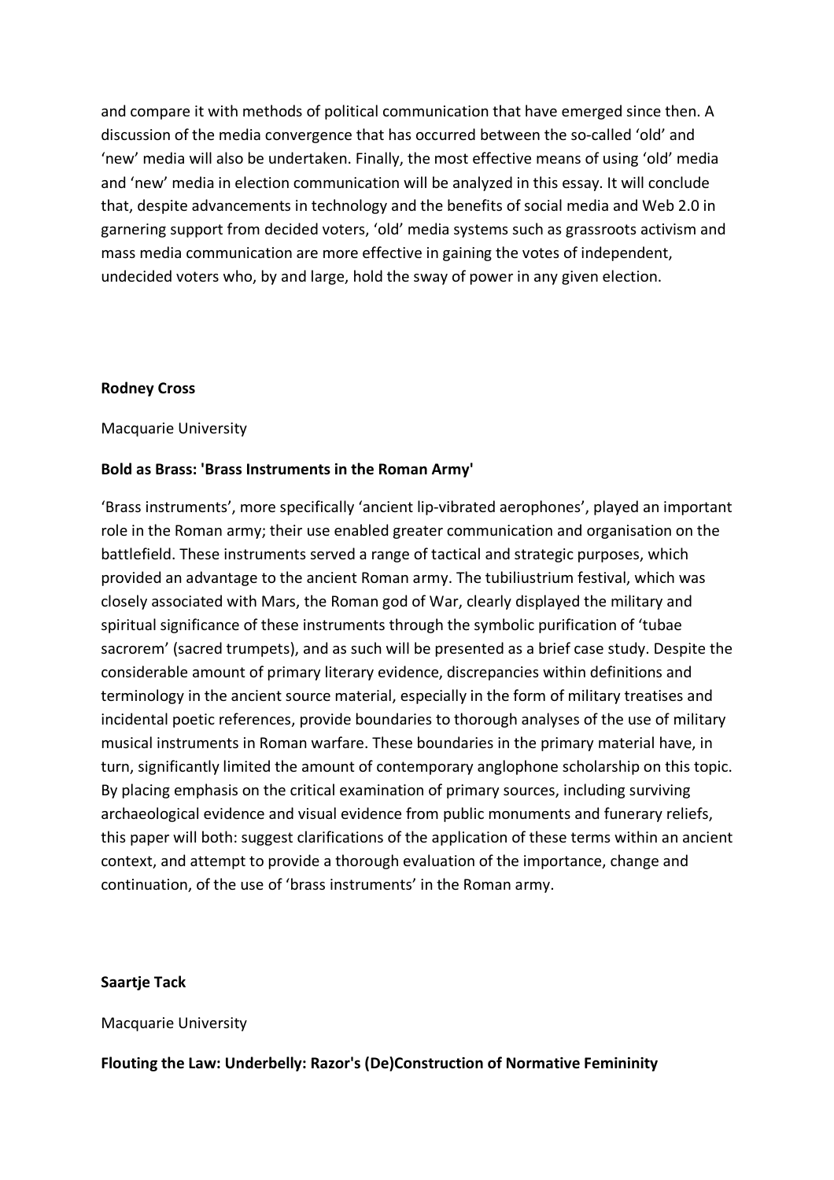and compare it with methods of political communication that have emerged since then. A discussion of the media convergence that has occurred between the so-called 'old' and 'new' media will also be undertaken. Finally, the most effective means of using 'old' media and 'new' media in election communication will be analyzed in this essay. It will conclude that, despite advancements in technology and the benefits of social media and Web 2.0 in garnering support from decided voters, 'old' media systems such as grassroots activism and mass media communication are more effective in gaining the votes of independent, undecided voters who, by and large, hold the sway of power in any given election.

**Rodney Cross**

Macquarie University

**Bold as Brass: 'Brass Instruments in the Roman Army'**

'Brass instruments', more specifically 'ancient lip-vibrated aerophones', played an important role in the Roman army; their use enabled greater communication and organisation on the battlefield. These instruments served a range of tactical and strategic purposes, which provided an advantage to the ancient Roman army. The tubiliustrium festival, which was closely associated with Mars, the Roman god of War, clearly displayed the military and spiritual significance of these instruments through the symbolic purification of 'tubae sacrorem' (sacred trumpets), and as such will be presented as a brief case study. Despite the considerable amount of primary literary evidence, discrepancies within definitions and terminology in the ancient source material, especially in the form of military treatises and incidental poetic references, provide boundaries to thorough analyses of the use of military musical instruments in Roman warfare. These boundaries in the primary material have, in turn, significantly limited the amount of contemporary anglophone scholarship on this topic. By placing emphasis on the critical examination of primary sources, including surviving archaeological evidence and visual evidence from public monuments and funerary reliefs, this paper will both: suggest clarifications of the application of these terms within an ancient context, and attempt to provide a thorough evaluation of the importance, change and continuation, of the use of 'brass instruments' in the Roman army.

**Saartje Tack**

Macquarie University

**Flouting the Law: Underbelly: Razor's (De)Construction of Normative Femininity**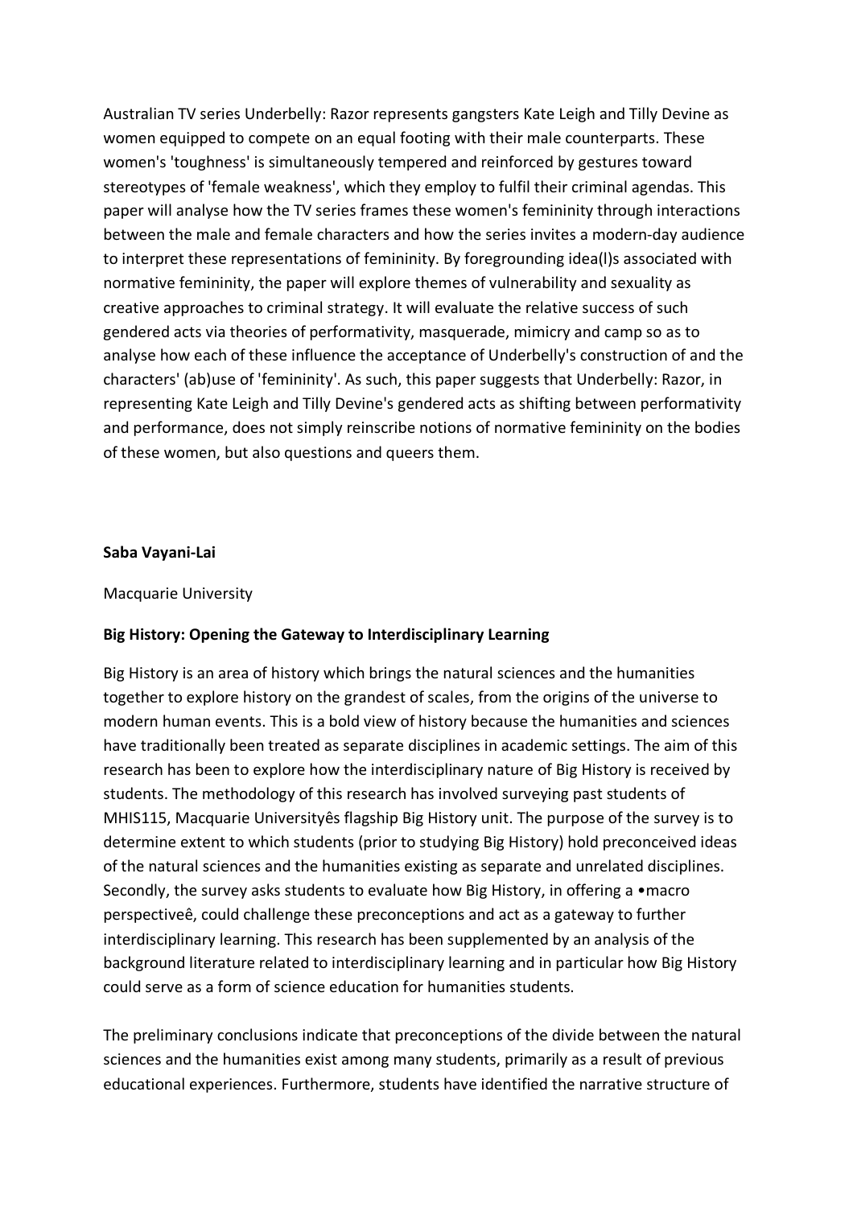Australian TV series Underbelly: Razor represents gangsters Kate Leigh and Tilly Devine as women equipped to compete on an equal footing with their male counterparts. These women's 'toughness' is simultaneously tempered and reinforced by gestures toward stereotypes of 'female weakness', which they employ to fulfil their criminal agendas. This paper will analyse how the TV series frames these women's femininity through interactions between the male and female characters and how the series invites a modern-day audience to interpret these representations of femininity. By foregrounding idea(l)s associated with normative femininity, the paper will explore themes of vulnerability and sexuality as creative approaches to criminal strategy. It will evaluate the relative success of such gendered acts via theories of performativity, masquerade, mimicry and camp so as to analyse how each of these influence the acceptance of Underbelly's construction of and the characters' (ab)use of 'femininity'. As such, this paper suggests that Underbelly: Razor, in representing Kate Leigh and Tilly Devine's gendered acts as shifting between performativity and performance, does not simply reinscribe notions of normative femininity on the bodies of these women, but also questions and queers them.

**Saba Vayani-Lai**

Macquarie University

**Big History: Opening the Gateway to Interdisciplinary Learning**

Big History is an area of history which brings the natural sciences and the humanities together to explore history on the grandest of scales, from the origins of the universe to modern human events. This is a bold view of history because the humanities and sciences have traditionally been treated as separate disciplines in academic settings. The aim of this research has been to explore how the interdisciplinary nature of Big History is received by students. The methodology of this research has involved surveying past students of MHIS115, Macquarie Universityês flagship Big History unit. The purpose of the survey is to determine extent to which students (prior to studying Big History) hold preconceived ideas of the natural sciences and the humanities existing as separate and unrelated disciplines. Secondly, the survey asks students to evaluate how Big History, in offering a •macro perspectiveê, could challenge these preconceptions and act as a gateway to further interdisciplinary learning. This research has been supplemented by an analysis of the background literature related to interdisciplinary learning and in particular how Big History could serve as a form of science education for humanities students.

The preliminary conclusions indicate that preconceptions of the divide between the natural sciences and the humanities exist among many students, primarily as a result of previous educational experiences. Furthermore, students have identified the narrative structure of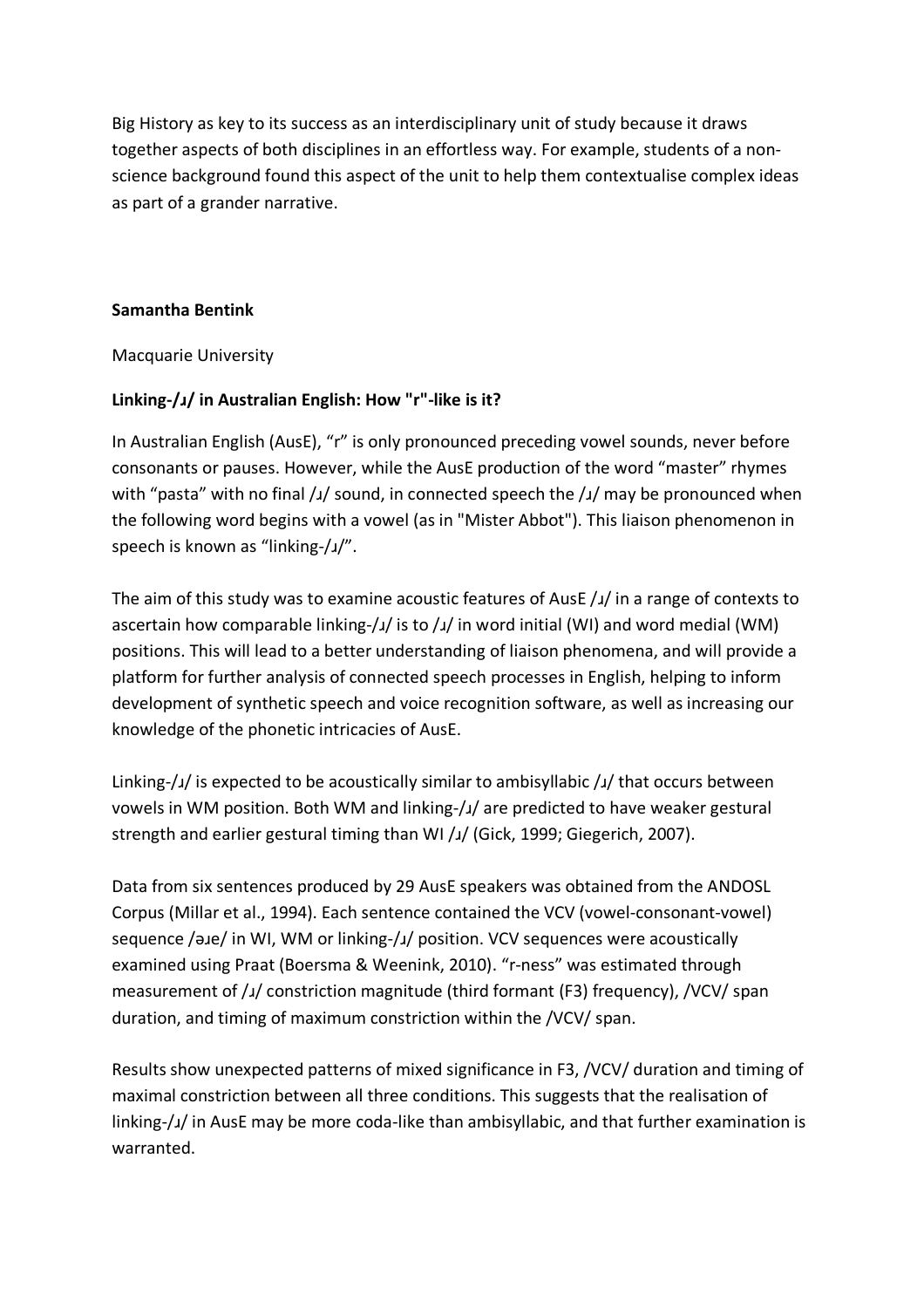Big History as key to its success as an interdisciplinary unit of study because it draws together aspects of both disciplines in an effortless way. For example, students of a non-science background found this aspect of the unit to help them contextualise complex ideas as part of a grander narrative.

**Samantha Bentink**

Macquarie University

**Linking-/ɹ/ in Australian English: How "r"-like is it?**

In Australian English (AusE), “r” is only pronounced preceding vowel sounds, never before consonants or pauses. However, while the AusE production of the word “master” rhymes with “pasta” with no final /ɹ/ sound, in connected speech the /ɹ/ may be pronounced when the following word begins with a vowel (as in "Mister Abbot"). This liaison phenomenon in speech is known as “linking-/ɹ/”.

The aim of this study was to examine acoustic features of AusE /ɹ/ in a range of contexts to ascertain how comparable linking-/ɹ/ is to /ɹ/ in word initial (WI) and word medial (WM) positions. This will lead to a better understanding of liaison phenomena, and will provide a platform for further analysis of connected speech processes in English, helping to inform development of synthetic speech and voice recognition software, as well as increasing our knowledge of the phonetic intricacies of AusE.

Linking-/ɹ/ is expected to be acoustically similar to ambisyllabic /ɹ/ that occurs between vowels in WM position. Both WM and linking-/ɹ/ are predicted to have weaker gestural strength and earlier gestural timing than WI /ɹ/ (Gick, 1999; Giegerich, 2007).

Data from six sentences produced by 29 AusE speakers was obtained from the ANDOSL Corpus (Millar et al., 1994). Each sentence contained the VCV (vowel-consonant-vowel) sequence /əɹe/ in WI, WM or linking-/ɹ/ position. VCV sequences were acoustically examined using Praat (Boersma & Weenink, 2010). “r-ness” was estimated through measurement of /ɹ/ constriction magnitude (third formant (F3) frequency), /VCV/ span duration, and timing of maximum constriction within the /VCV/ span.

Results show unexpected patterns of mixed significance in F3, /VCV/ duration and timing of maximal constriction between all three conditions. This suggests that the realisation of linking-/ɹ/ in AusE may be more coda-like than ambisyllabic, and that further examination is warranted.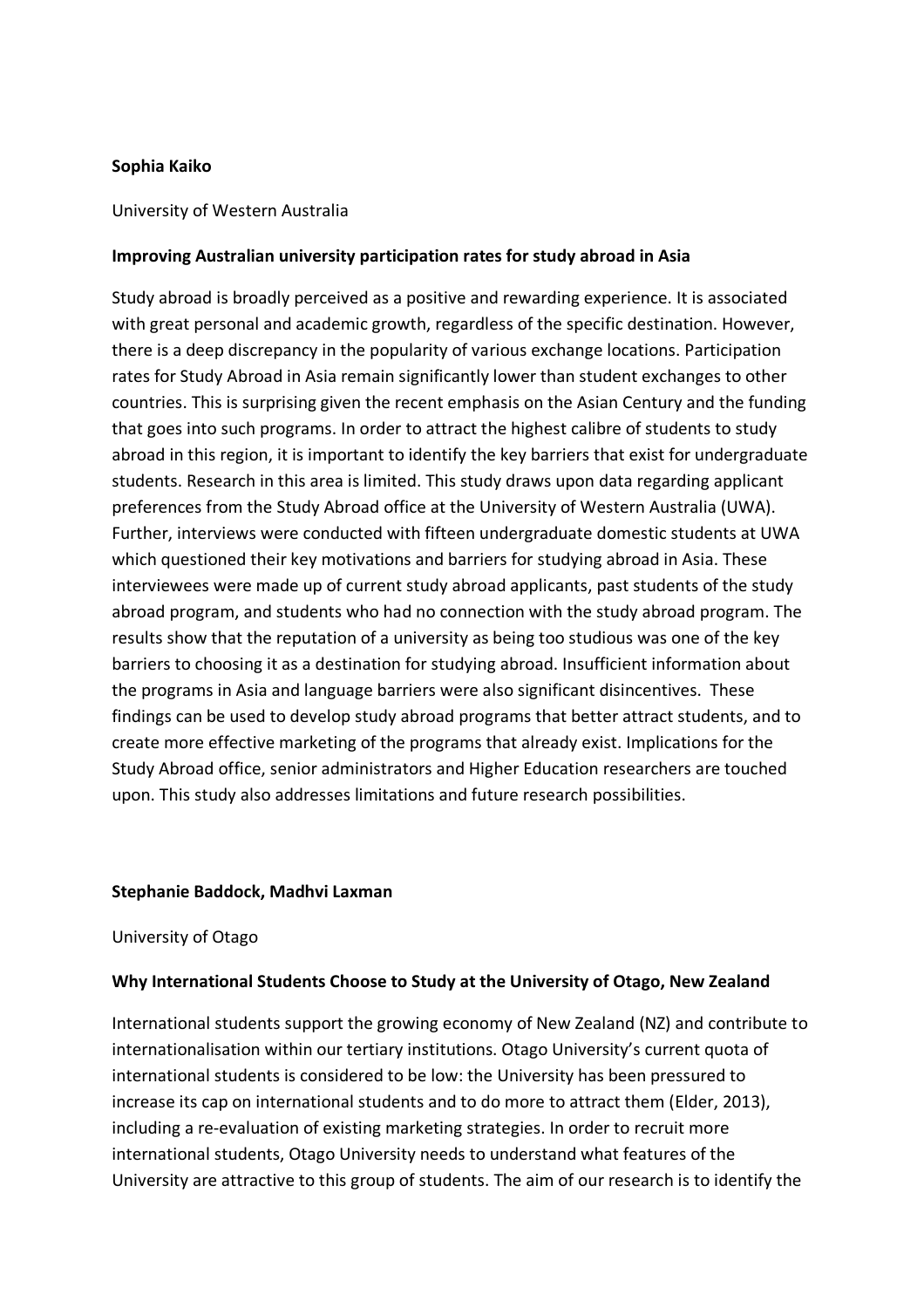**Sophia Kaiko**

University of Western Australia

**Improving Australian university participation rates for study abroad in Asia**

Study abroad is broadly perceived as a positive and rewarding experience. It is associated with great personal and academic growth, regardless of the specific destination. However, there is a deep discrepancy in the popularity of various exchange locations. Participation rates for Study Abroad in Asia remain significantly lower than student exchanges to other countries. This is surprising given the recent emphasis on the Asian Century and the funding that goes into such programs. In order to attract the highest calibre of students to study abroad in this region, it is important to identify the key barriers that exist for undergraduate students. Research in this area is limited. This study draws upon data regarding applicant preferences from the Study Abroad office at the University of Western Australia (UWA). Further, interviews were conducted with fifteen undergraduate domestic students at UWA which questioned their key motivations and barriers for studying abroad in Asia. These interviewees were made up of current study abroad applicants, past students of the study abroad program, and students who had no connection with the study abroad program. The results show that the reputation of a university as being too studious was one of the key barriers to choosing it as a destination for studying abroad. Insufficient information about the programs in Asia and language barriers were also significant disincentives. These findings can be used to develop study abroad programs that better attract students, and to create more effective marketing of the programs that already exist. Implications for the Study Abroad office, senior administrators and Higher Education researchers are touched upon. This study also addresses limitations and future research possibilities.

**Stephanie Baddock, Madhvi Laxman**

University of Otago

**Why International Students Choose to Study at the University of Otago, New Zealand**

International students support the growing economy of New Zealand (NZ) and contribute to internationalisation within our tertiary institutions. Otago University's current quota of international students is considered to be low: the University has been pressured to increase its cap on international students and to do more to attract them (Elder, 2013), including a re-evaluation of existing marketing strategies. In order to recruit more international students, Otago University needs to understand what features of the University are attractive to this group of students. The aim of our research is to identify the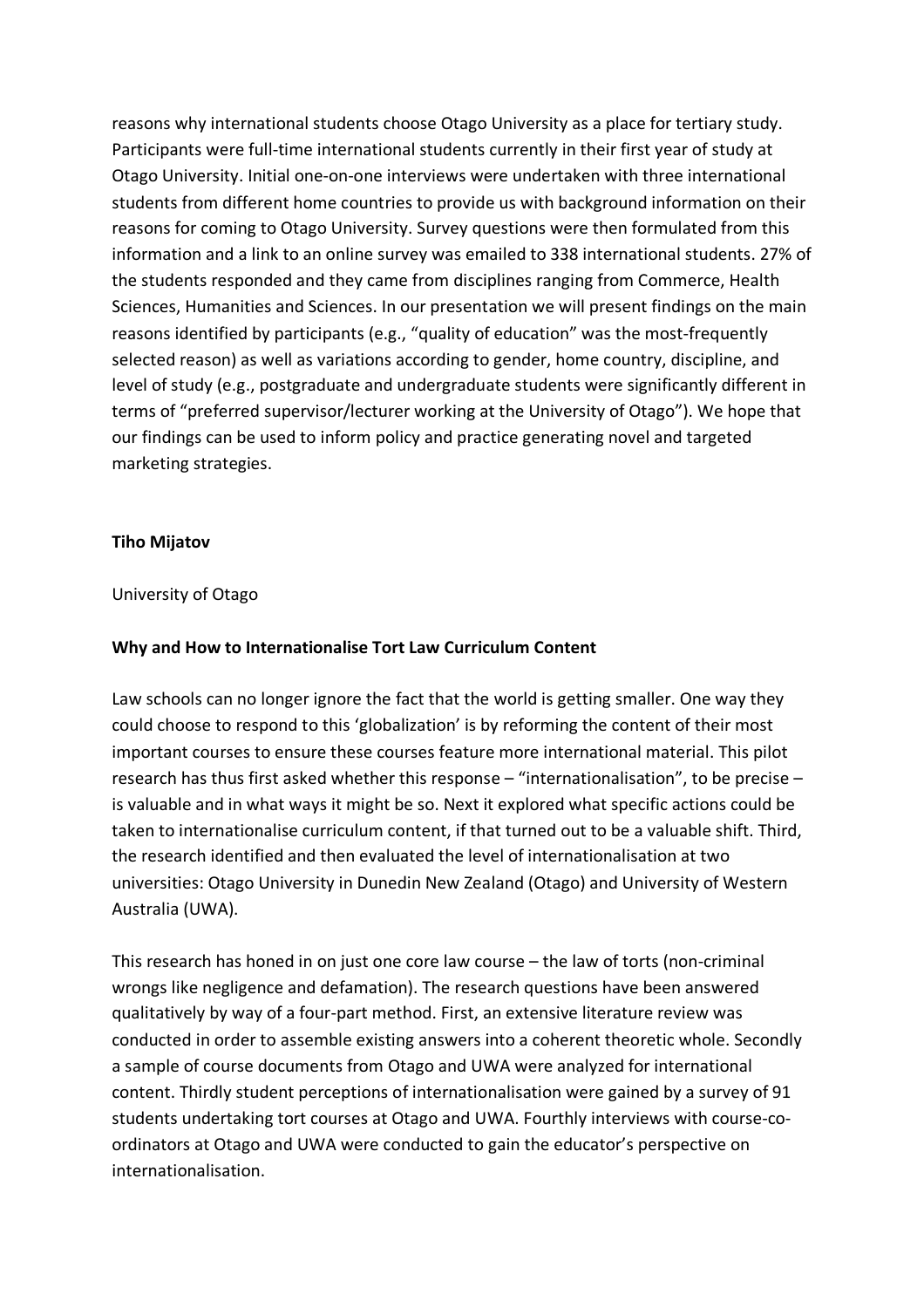reasons why international students choose Otago University as a place for tertiary study. Participants were full-time international students currently in their first year of study at Otago University. Initial one-on-one interviews were undertaken with three international students from different home countries to provide us with background information on their reasons for coming to Otago University. Survey questions were then formulated from this information and a link to an online survey was emailed to 338 international students. 27% of the students responded and they came from disciplines ranging from Commerce, Health Sciences, Humanities and Sciences. In our presentation we will present findings on the main reasons identified by participants (e.g., "quality of education" was the most-frequently selected reason) as well as variations according to gender, home country, discipline, and level of study (e.g., postgraduate and undergraduate students were significantly different in terms of "preferred supervisor/lecturer working at the University of Otago"). We hope that our findings can be used to inform policy and practice generating novel and targeted marketing strategies.

**Tiho Mijatov**

University of Otago

**Why and How to Internationalise Tort Law Curriculum Content**

Law schools can no longer ignore the fact that the world is getting smaller. One way they could choose to respond to this 'globalization' is by reforming the content of their most important courses to ensure these courses feature more international material. This pilot research has thus first asked whether this response – "internationalisation", to be precise – is valuable and in what ways it might be so. Next it explored what specific actions could be taken to internationalise curriculum content, if that turned out to be a valuable shift. Third, the research identified and then evaluated the level of internationalisation at two universities: Otago University in Dunedin New Zealand (Otago) and University of Western Australia (UWA).

This research has honed in on just one core law course – the law of torts (non-criminal wrongs like negligence and defamation). The research questions have been answered qualitatively by way of a four-part method. First, an extensive literature review was conducted in order to assemble existing answers into a coherent theoretic whole. Secondly a sample of course documents from Otago and UWA were analyzed for international content. Thirdly student perceptions of internationalisation were gained by a survey of 91 students undertaking tort courses at Otago and UWA. Fourthly interviews with course-co-ordinators at Otago and UWA were conducted to gain the educator's perspective on internationalisation.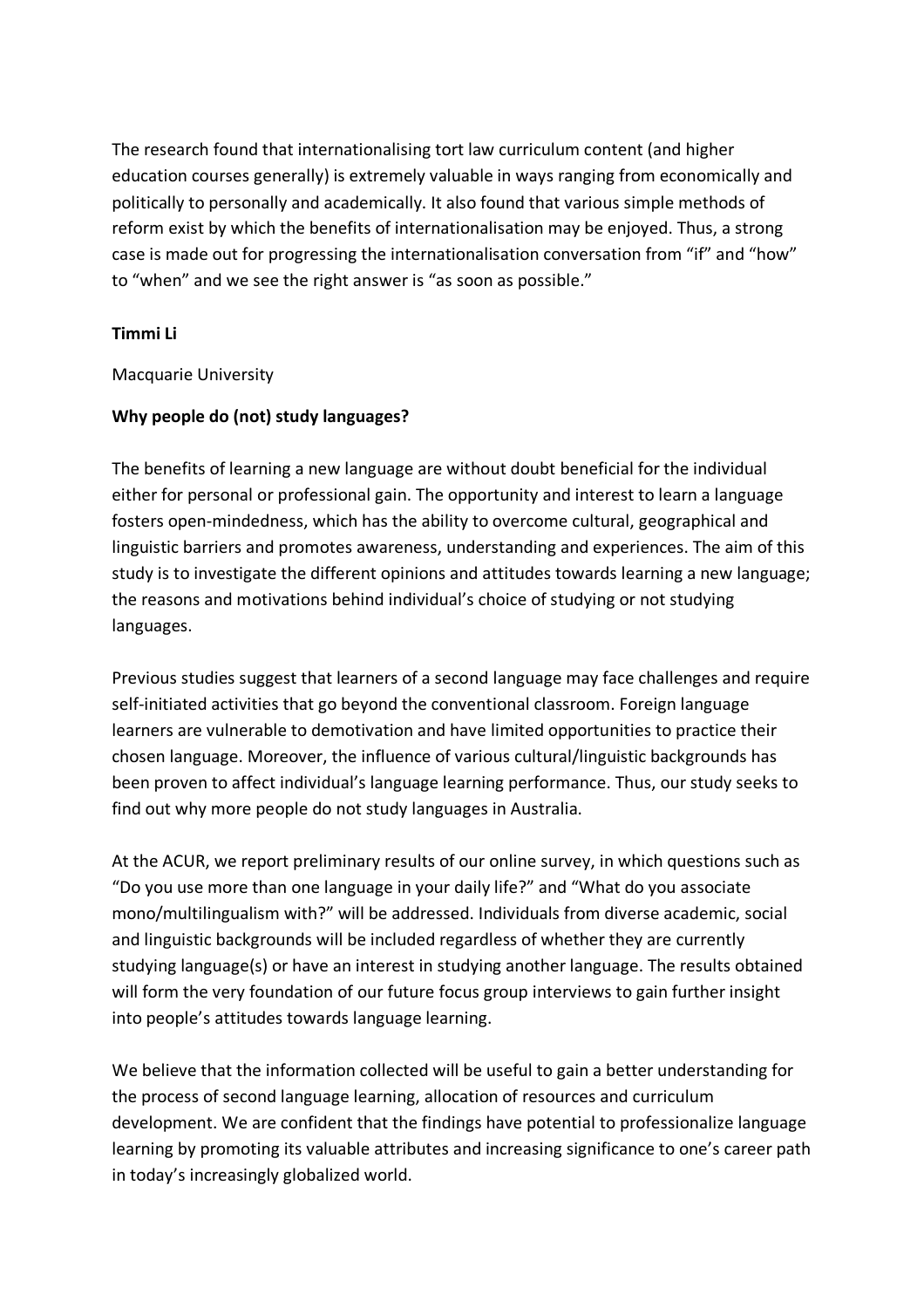The research found that internationalising tort law curriculum content (and higher education courses generally) is extremely valuable in ways ranging from economically and politically to personally and academically. It also found that various simple methods of reform exist by which the benefits of internationalisation may be enjoyed. Thus, a strong case is made out for progressing the internationalisation conversation from "if" and "how" to "when" and we see the right answer is "as soon as possible."

**Timmi Li**

Macquarie University

**Why people do (not) study languages?**

The benefits of learning a new language are without doubt beneficial for the individual either for personal or professional gain. The opportunity and interest to learn a language fosters open-mindedness, which has the ability to overcome cultural, geographical and linguistic barriers and promotes awareness, understanding and experiences. The aim of this study is to investigate the different opinions and attitudes towards learning a new language; the reasons and motivations behind individual's choice of studying or not studying languages.

Previous studies suggest that learners of a second language may face challenges and require self-initiated activities that go beyond the conventional classroom. Foreign language learners are vulnerable to demotivation and have limited opportunities to practice their chosen language. Moreover, the influence of various cultural/linguistic backgrounds has been proven to affect individual's language learning performance. Thus, our study seeks to find out why more people do not study languages in Australia.

At the ACUR, we report preliminary results of our online survey, in which questions such as "Do you use more than one language in your daily life?" and "What do you associate mono/multilingualism with?" will be addressed. Individuals from diverse academic, social and linguistic backgrounds will be included regardless of whether they are currently studying language(s) or have an interest in studying another language. The results obtained will form the very foundation of our future focus group interviews to gain further insight into people's attitudes towards language learning.

We believe that the information collected will be useful to gain a better understanding for the process of second language learning, allocation of resources and curriculum development. We are confident that the findings have potential to professionalize language learning by promoting its valuable attributes and increasing significance to one's career path in today's increasingly globalized world.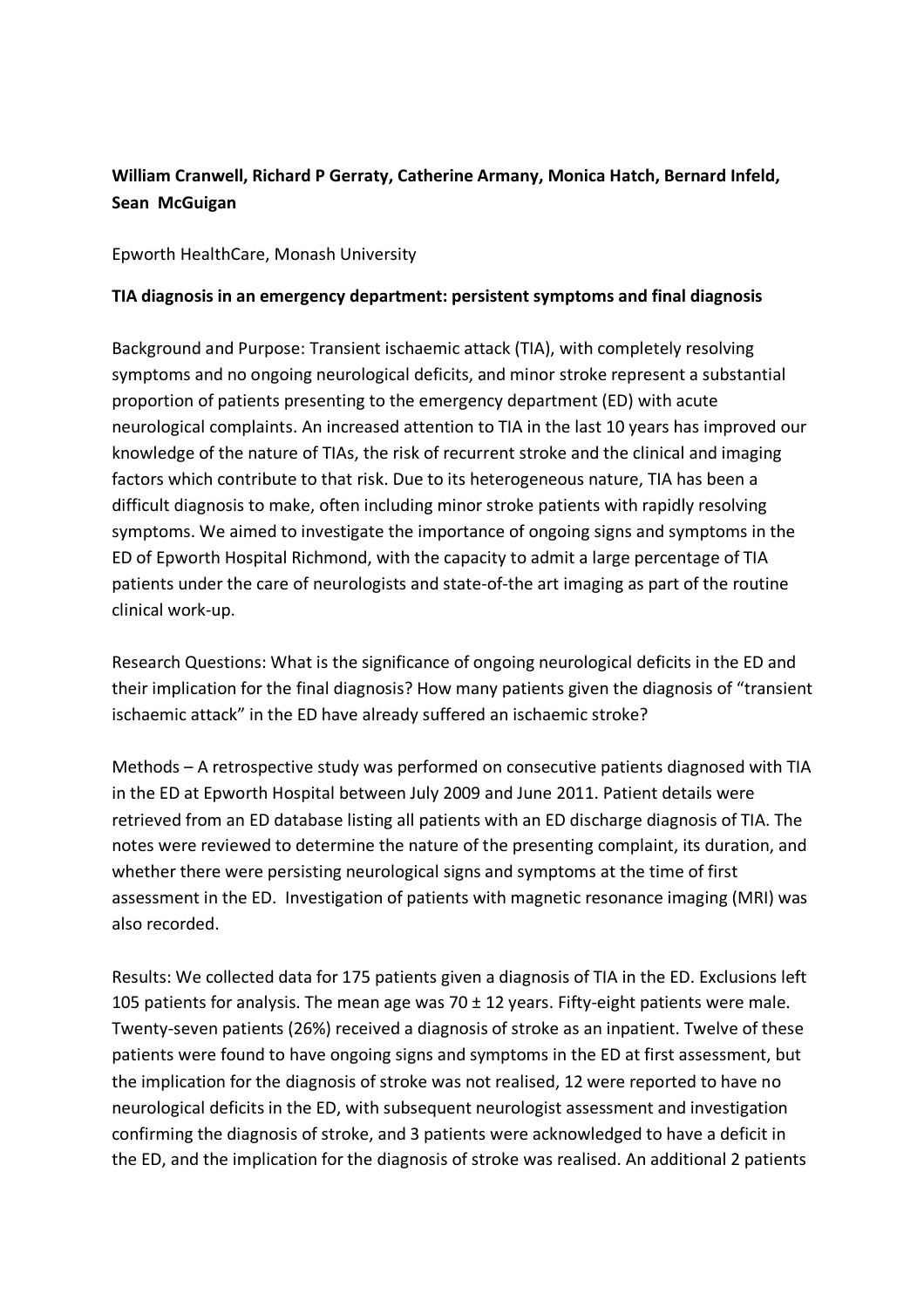**William Cranwell, Richard P Gerraty, Catherine Armany, Monica Hatch, Bernard Infeld, Sean McGuigan**

Epworth HealthCare, Monash University

**TIA diagnosis in an emergency department: persistent symptoms and final diagnosis**

Background and Purpose: Transient ischaemic attack (TIA), with completely resolving symptoms and no ongoing neurological deficits, and minor stroke represent a substantial proportion of patients presenting to the emergency department (ED) with acute neurological complaints. An increased attention to TIA in the last 10 years has improved our knowledge of the nature of TIAs, the risk of recurrent stroke and the clinical and imaging factors which contribute to that risk. Due to its heterogeneous nature, TIA has been a difficult diagnosis to make, often including minor stroke patients with rapidly resolving symptoms. We aimed to investigate the importance of ongoing signs and symptoms in the ED of Epworth Hospital Richmond, with the capacity to admit a large percentage of TIA patients under the care of neurologists and state-of-the art imaging as part of the routine clinical work-up.

Research Questions: What is the significance of ongoing neurological deficits in the ED and their implication for the final diagnosis? How many patients given the diagnosis of "transient ischaemic attack" in the ED have already suffered an ischaemic stroke?

Methods – A retrospective study was performed on consecutive patients diagnosed with TIA in the ED at Epworth Hospital between July 2009 and June 2011. Patient details were retrieved from an ED database listing all patients with an ED discharge diagnosis of TIA. The notes were reviewed to determine the nature of the presenting complaint, its duration, and whether there were persisting neurological signs and symptoms at the time of first assessment in the ED. Investigation of patients with magnetic resonance imaging (MRI) was also recorded.

Results: We collected data for 175 patients given a diagnosis of TIA in the ED. Exclusions left 105 patients for analysis. The mean age was 70 ± 12 years. Fifty-eight patients were male. Twenty-seven patients (26%) received a diagnosis of stroke as an inpatient. Twelve of these patients were found to have ongoing signs and symptoms in the ED at first assessment, but the implication for the diagnosis of stroke was not realised, 12 were reported to have no neurological deficits in the ED, with subsequent neurologist assessment and investigation confirming the diagnosis of stroke, and 3 patients were acknowledged to have a deficit in the ED, and the implication for the diagnosis of stroke was realised. An additional 2 patients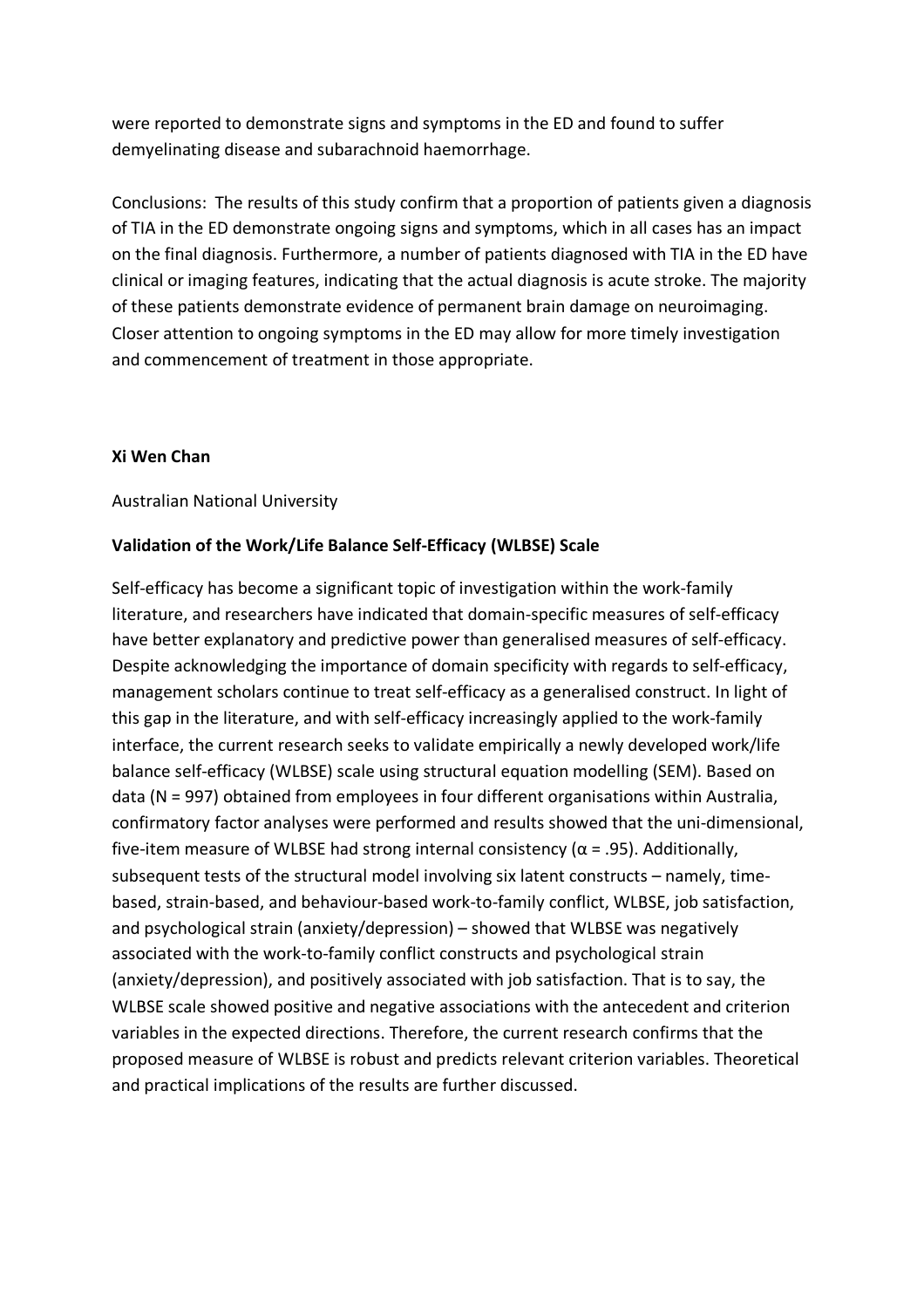were reported to demonstrate signs and symptoms in the ED and found to suffer demyelinating disease and subarachnoid haemorrhage.

Conclusions: The results of this study confirm that a proportion of patients given a diagnosis of TIA in the ED demonstrate ongoing signs and symptoms, which in all cases has an impact on the final diagnosis. Furthermore, a number of patients diagnosed with TIA in the ED have clinical or imaging features, indicating that the actual diagnosis is acute stroke. The majority of these patients demonstrate evidence of permanent brain damage on neuroimaging. Closer attention to ongoing symptoms in the ED may allow for more timely investigation and commencement of treatment in those appropriate.

**Xi Wen Chan**

Australian National University

**Validation of the Work/Life Balance Self-Efficacy (WLBSE) Scale**

Self-efficacy has become a significant topic of investigation within the work-family literature, and researchers have indicated that domain-specific measures of self-efficacy have better explanatory and predictive power than generalised measures of self-efficacy. Despite acknowledging the importance of domain specificity with regards to self-efficacy, management scholars continue to treat self-efficacy as a generalised construct. In light of this gap in the literature, and with self-efficacy increasingly applied to the work-family interface, the current research seeks to validate empirically a newly developed work/life balance self-efficacy (WLBSE) scale using structural equation modelling (SEM). Based on data ($N = 997$) obtained from employees in four different organisations within Australia, confirmatory factor analyses were performed and results showed that the uni-dimensional, five-item measure of WLBSE had strong internal consistency ($\alpha = .95$). Additionally, subsequent tests of the structural model involving six latent constructs – namely, time-based, strain-based, and behaviour-based work-to-family conflict, WLBSE, job satisfaction, and psychological strain (anxiety/depression) – showed that WLBSE was negatively associated with the work-to-family conflict constructs and psychological strain (anxiety/depression), and positively associated with job satisfaction. That is to say, the WLBSE scale showed positive and negative associations with the antecedent and criterion variables in the expected directions. Therefore, the current research confirms that the proposed measure of WLBSE is robust and predicts relevant criterion variables. Theoretical and practical implications of the results are further discussed.